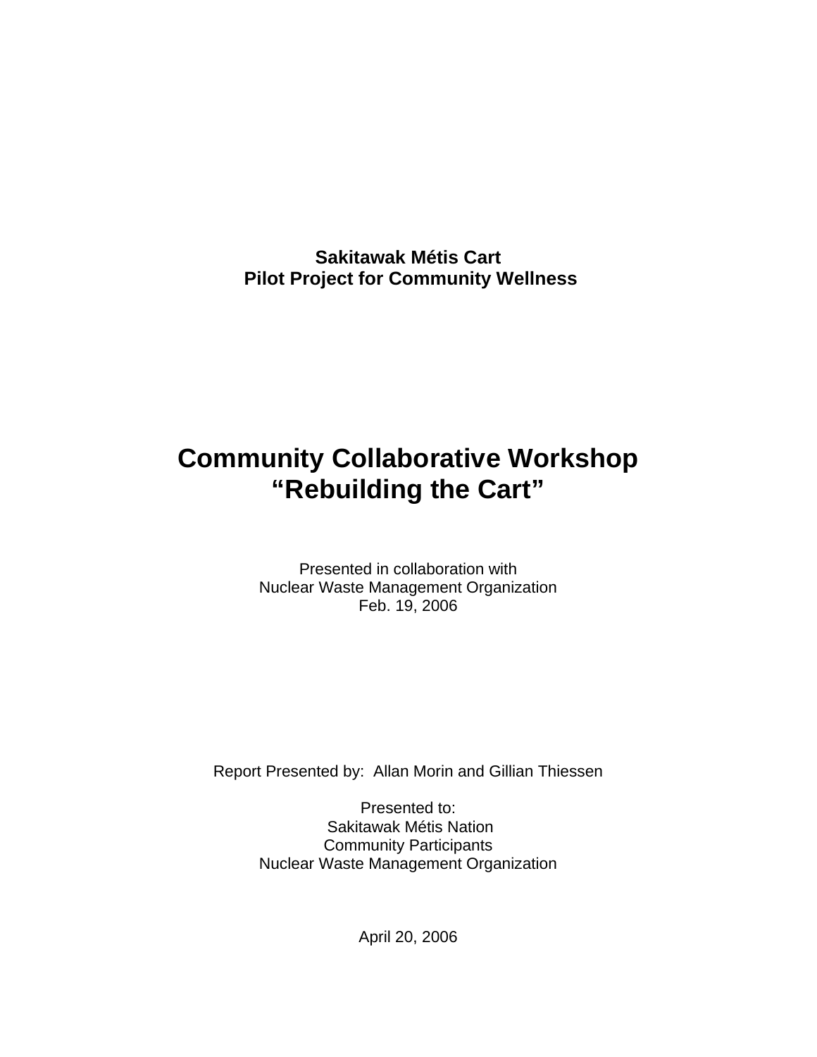**Sakitawak Métis Cart**
**Pilot Project for Community Wellness**

# Community Collaborative Workshop
# “Rebuilding the Cart”

Presented in collaboration with
Nuclear Waste Management Organization
Feb. 19, 2006

Report Presented by: Allan Morin and Gillian Thiessen

Presented to:
Sakitawak Métis Nation
Community Participants
Nuclear Waste Management Organization

April 20, 2006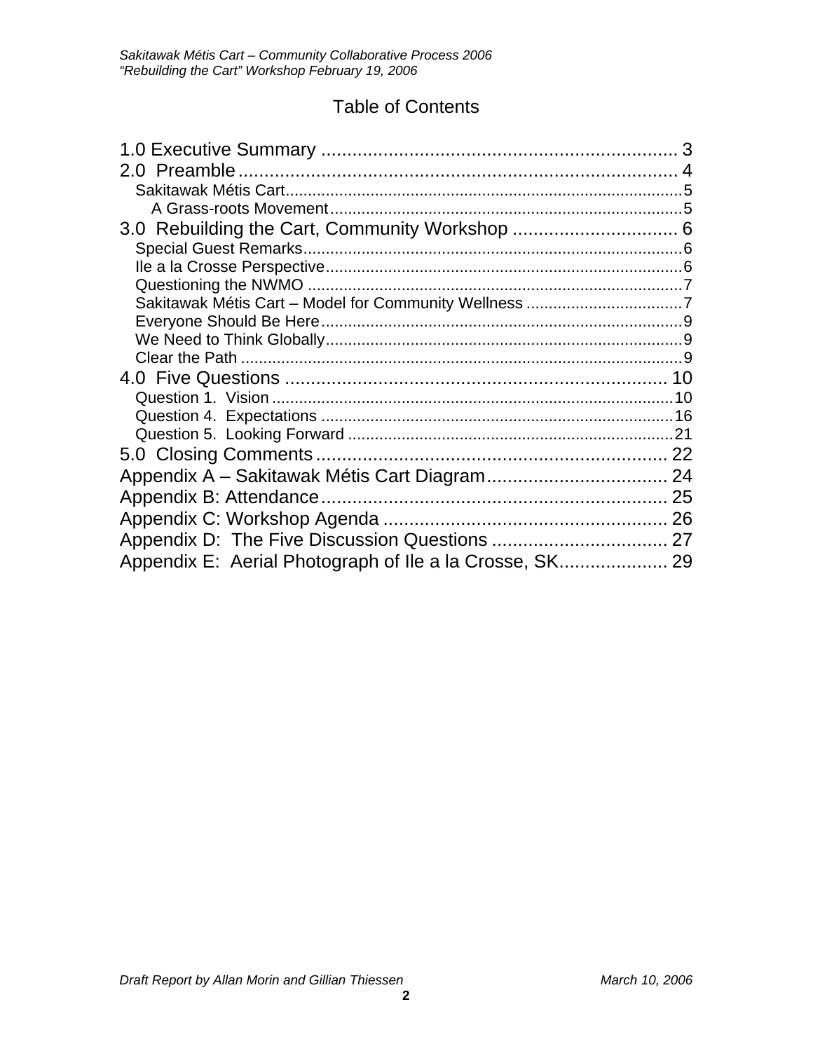# Table of Contents

1.0 Executive Summary ..................................................................... 3

2.0 Preamble ...................................................................................... 4

- Sakitawak Métis Cart ......................................................................................... 5
  - A Grass-roots Movement ............................................................................... 5

3.0 Rebuilding the Cart, Community Workshop ................................ 6

- Special Guest Remarks ..................................................................................... 6
- Ile a la Crosse Perspective ................................................................................ 6
- Questioning the NWMO ................................................................................... 7
- Sakitawak Métis Cart – Model for Community Wellness ................................... 7
- Everyone Should Be Here ................................................................................. 9
- We Need to Think Globally ................................................................................ 9
- Clear the Path .................................................................................................... 9

4.0 Five Questions ........................................................................... 10

- Question 1. Vision ........................................................................................... 10
- Question 4. Expectations ................................................................................ 16
- Question 5. Looking Forward .......................................................................... 21

5.0 Closing Comments .................................................................... 22

Appendix A – Sakitawak Métis Cart Diagram ................................... 24

Appendix B: Attendance ................................................................... 25

Appendix C: Workshop Agenda ....................................................... 26

Appendix D: The Five Discussion Questions .................................. 27

Appendix E: Aerial Photograph of Ile a la Crosse, SK ..................... 29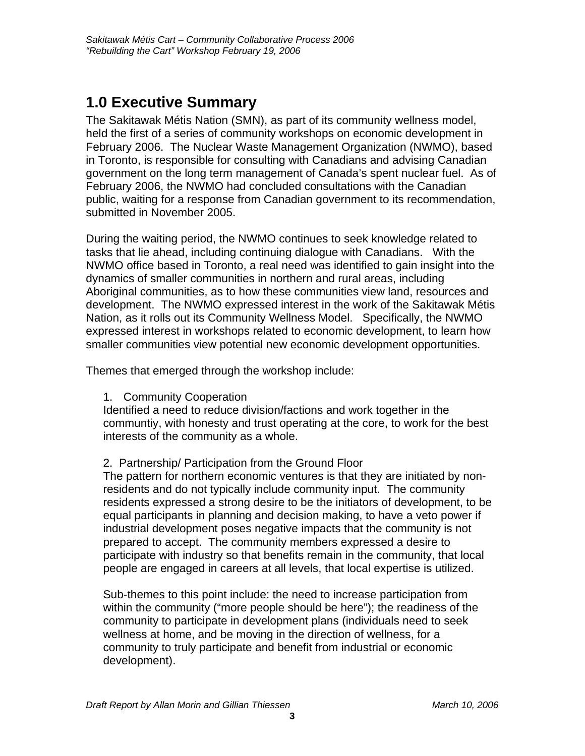# 1.0 Executive Summary

The Sakitawak Métis Nation (SMN), as part of its community wellness model, held the first of a series of community workshops on economic development in February 2006. The Nuclear Waste Management Organization (NWMO), based in Toronto, is responsible for consulting with Canadians and advising Canadian government on the long term management of Canada's spent nuclear fuel. As of February 2006, the NWMO had concluded consultations with the Canadian public, waiting for a response from Canadian government to its recommendation, submitted in November 2005.

During the waiting period, the NWMO continues to seek knowledge related to tasks that lie ahead, including continuing dialogue with Canadians. With the NWMO office based in Toronto, a real need was identified to gain insight into the dynamics of smaller communities in northern and rural areas, including Aboriginal communities, as to how these communities view land, resources and development. The NWMO expressed interest in the work of the Sakitawak Métis Nation, as it rolls out its Community Wellness Model. Specifically, the NWMO expressed interest in workshops related to economic development, to learn how smaller communities view potential new economic development opportunities.

Themes that emerged through the workshop include:

1. Community Cooperation

Identified a need to reduce division/factions and work together in the communtiy, with honesty and trust operating at the core, to work for the best interests of the community as a whole.

2. Partnership/ Participation from the Ground Floor

The pattern for northern economic ventures is that they are initiated by non-residents and do not typically include community input. The community residents expressed a strong desire to be the initiators of development, to be equal participants in planning and decision making, to have a veto power if industrial development poses negative impacts that the community is not prepared to accept. The community members expressed a desire to participate with industry so that benefits remain in the community, that local people are engaged in careers at all levels, that local expertise is utilized.

Sub-themes to this point include: the need to increase participation from within the community ("more people should be here"); the readiness of the community to participate in development plans (individuals need to seek wellness at home, and be moving in the direction of wellness, for a community to truly participate and benefit from industrial or economic development).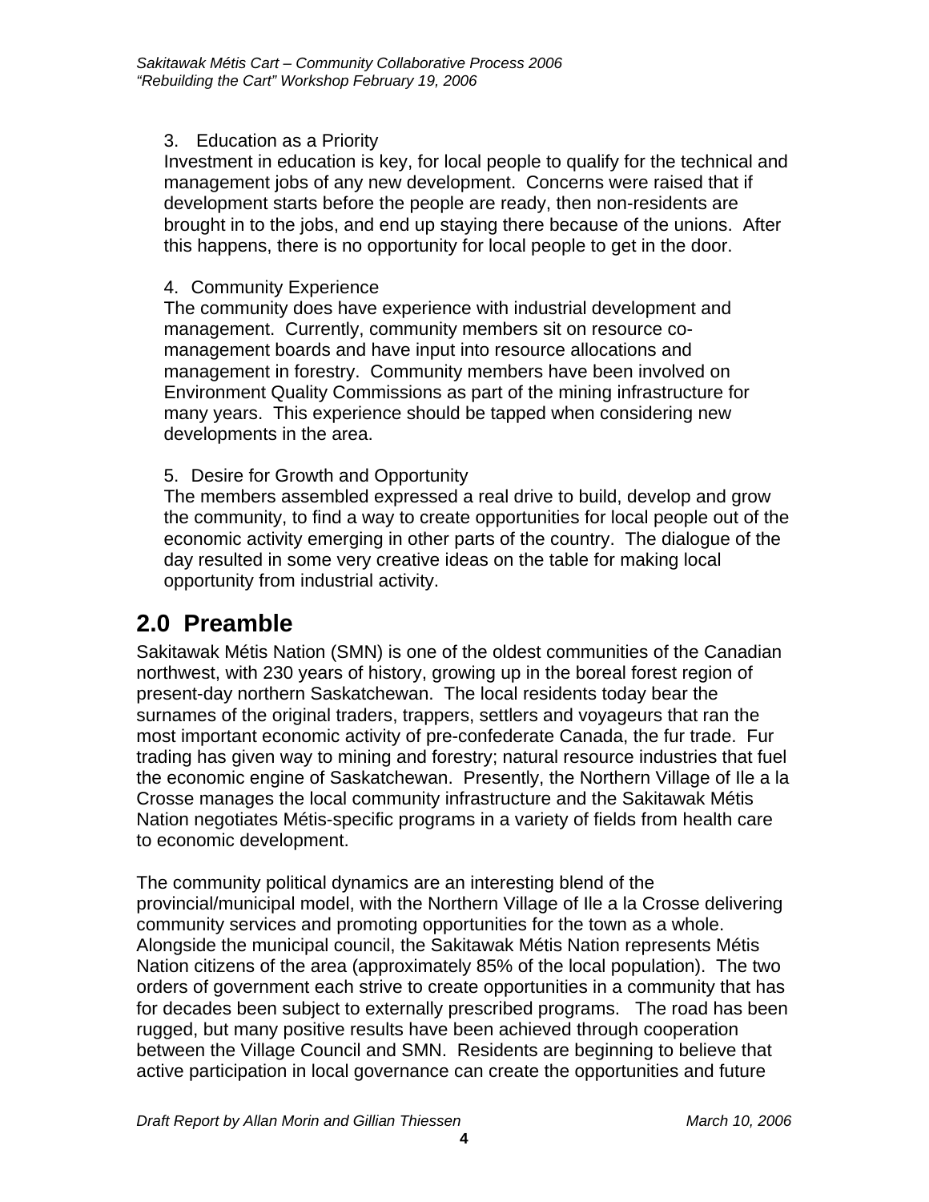3. Education as a Priority

Investment in education is key, for local people to qualify for the technical and management jobs of any new development. Concerns were raised that if development starts before the people are ready, then non-residents are brought in to the jobs, and end up staying there because of the unions. After this happens, there is no opportunity for local people to get in the door.

4. Community Experience

The community does have experience with industrial development and management. Currently, community members sit on resource co-management boards and have input into resource allocations and management in forestry. Community members have been involved on Environment Quality Commissions as part of the mining infrastructure for many years. This experience should be tapped when considering new developments in the area.

5. Desire for Growth and Opportunity

The members assembled expressed a real drive to build, develop and grow the community, to find a way to create opportunities for local people out of the economic activity emerging in other parts of the country. The dialogue of the day resulted in some very creative ideas on the table for making local opportunity from industrial activity.

## 2.0 Preamble

Sakitawak Métis Nation (SMN) is one of the oldest communities of the Canadian northwest, with 230 years of history, growing up in the boreal forest region of present-day northern Saskatchewan. The local residents today bear the surnames of the original traders, trappers, settlers and voyageurs that ran the most important economic activity of pre-confederate Canada, the fur trade. Fur trading has given way to mining and forestry; natural resource industries that fuel the economic engine of Saskatchewan. Presently, the Northern Village of Ile a la Crosse manages the local community infrastructure and the Sakitawak Métis Nation negotiates Métis-specific programs in a variety of fields from health care to economic development.

The community political dynamics are an interesting blend of the provincial/municipal model, with the Northern Village of Ile a la Crosse delivering community services and promoting opportunities for the town as a whole. Alongside the municipal council, the Sakitawak Métis Nation represents Métis Nation citizens of the area (approximately 85% of the local population). The two orders of government each strive to create opportunities in a community that has for decades been subject to externally prescribed programs. The road has been rugged, but many positive results have been achieved through cooperation between the Village Council and SMN. Residents are beginning to believe that active participation in local governance can create the opportunities and future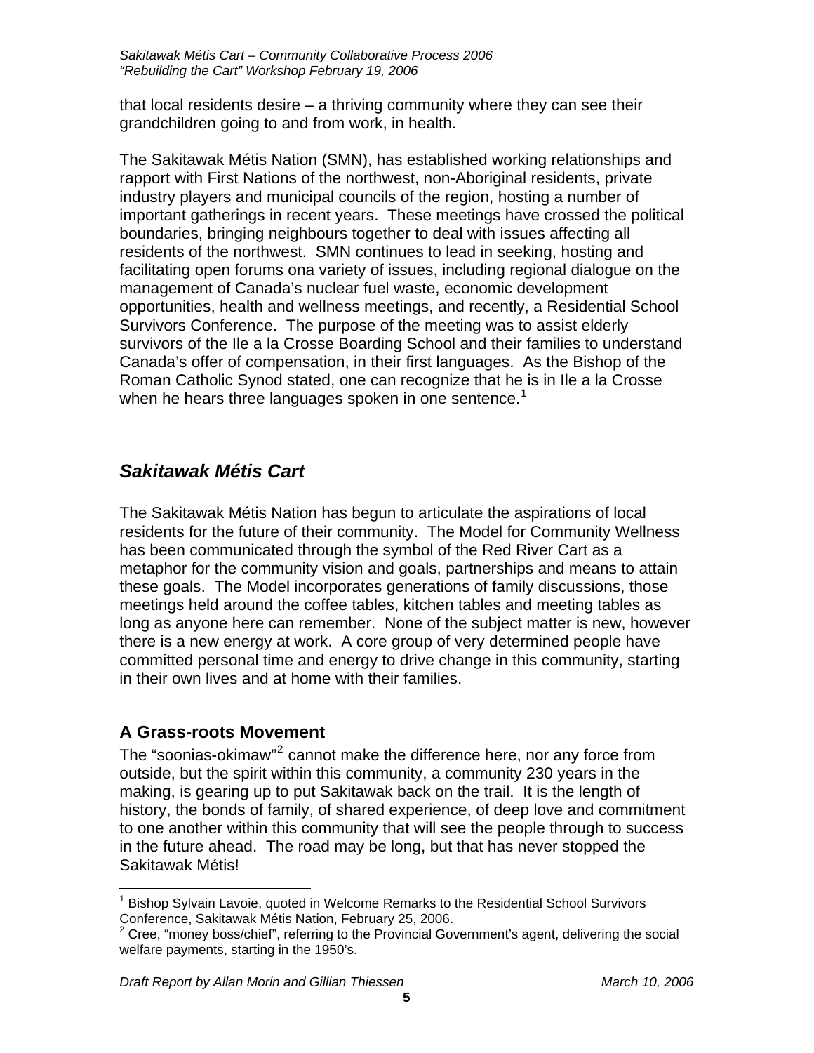that local residents desire – a thriving community where they can see their grandchildren going to and from work, in health.

The Sakitawak Métis Nation (SMN), has established working relationships and rapport with First Nations of the northwest, non-Aboriginal residents, private industry players and municipal councils of the region, hosting a number of important gatherings in recent years. These meetings have crossed the political boundaries, bringing neighbours together to deal with issues affecting all residents of the northwest. SMN continues to lead in seeking, hosting and facilitating open forums ona variety of issues, including regional dialogue on the management of Canada's nuclear fuel waste, economic development opportunities, health and wellness meetings, and recently, a Residential School Survivors Conference. The purpose of the meeting was to assist elderly survivors of the Ile a la Crosse Boarding School and their families to understand Canada's offer of compensation, in their first languages. As the Bishop of the Roman Catholic Synod stated, one can recognize that he is in Ile a la Crosse when he hears three languages spoken in one sentence.[1]

## *Sakitawak Métis Cart*

The Sakitawak Métis Nation has begun to articulate the aspirations of local residents for the future of their community. The Model for Community Wellness has been communicated through the symbol of the Red River Cart as a metaphor for the community vision and goals, partnerships and means to attain these goals. The Model incorporates generations of family discussions, those meetings held around the coffee tables, kitchen tables and meeting tables as long as anyone here can remember. None of the subject matter is new, however there is a new energy at work. A core group of very determined people have committed personal time and energy to drive change in this community, starting in their own lives and at home with their families.

### A Grass-roots Movement

The "soonias-okimaw"[2] cannot make the difference here, nor any force from outside, but the spirit within this community, a community 230 years in the making, is gearing up to put Sakitawak back on the trail. It is the length of history, the bonds of family, of shared experience, of deep love and commitment to one another within this community that will see the people through to success in the future ahead. The road may be long, but that has never stopped the Sakitawak Métis!

---

[1] Bishop Sylvain Lavoie, quoted in Welcome Remarks to the Residential School Survivors Conference, Sakitawak Métis Nation, February 25, 2006.

[2] Cree, "money boss/chief", referring to the Provincial Government's agent, delivering the social welfare payments, starting in the 1950's.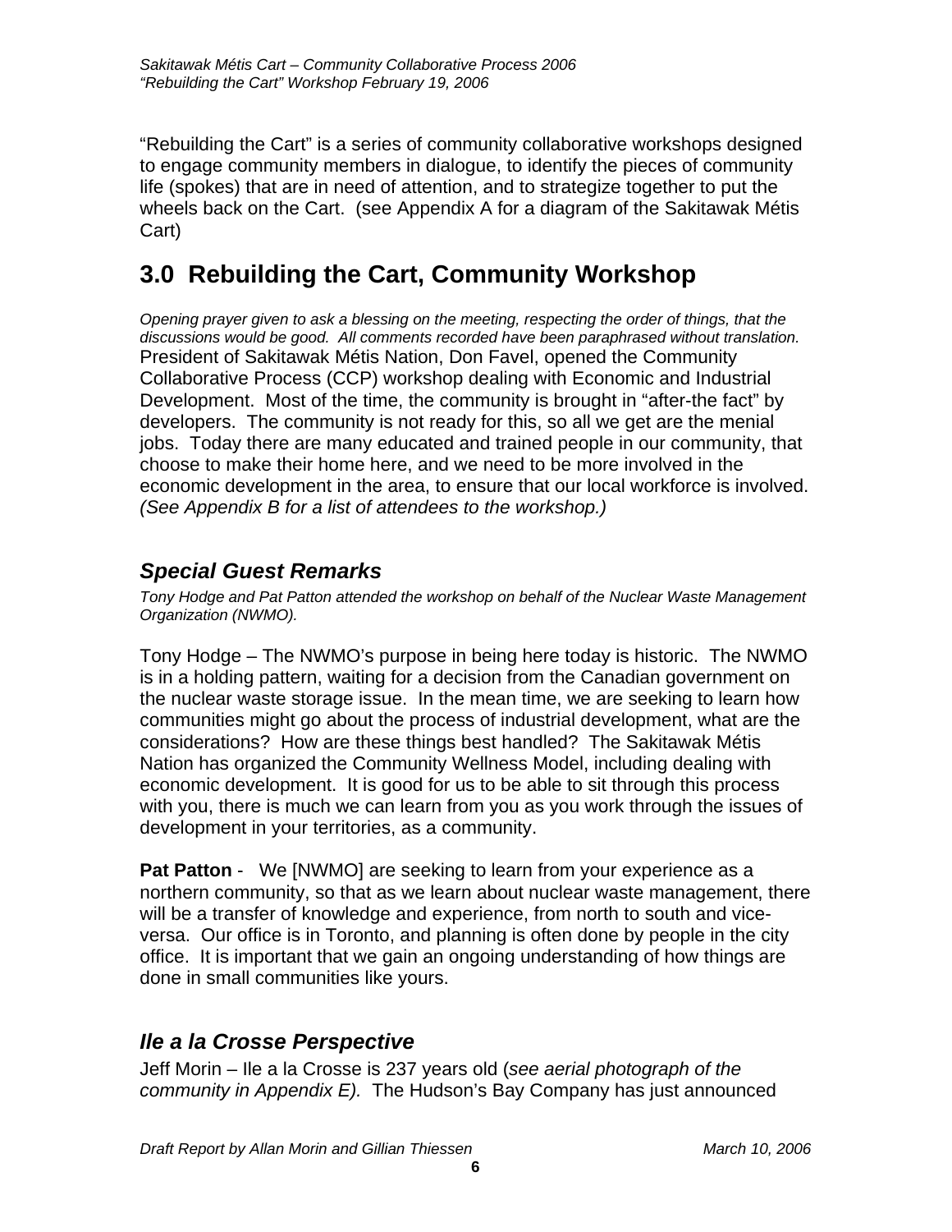"Rebuilding the Cart" is a series of community collaborative workshops designed to engage community members in dialogue, to identify the pieces of community life (spokes) that are in need of attention, and to strategize together to put the wheels back on the Cart. (see Appendix A for a diagram of the Sakitawak Métis Cart)

# 3.0 Rebuilding the Cart, Community Workshop

*Opening prayer given to ask a blessing on the meeting, respecting the order of things, that the discussions would be good. All comments recorded have been paraphrased without translation.*

President of Sakitawak Métis Nation, Don Favel, opened the Community Collaborative Process (CCP) workshop dealing with Economic and Industrial Development. Most of the time, the community is brought in "after-the fact" by developers. The community is not ready for this, so all we get are the menial jobs. Today there are many educated and trained people in our community, that choose to make their home here, and we need to be more involved in the economic development in the area, to ensure that our local workforce is involved. *(See Appendix B for a list of attendees to the workshop.)*

## *Special Guest Remarks*

*Tony Hodge and Pat Patton attended the workshop on behalf of the Nuclear Waste Management Organization (NWMO).*

Tony Hodge – The NWMO's purpose in being here today is historic. The NWMO is in a holding pattern, waiting for a decision from the Canadian government on the nuclear waste storage issue. In the mean time, we are seeking to learn how communities might go about the process of industrial development, what are the considerations? How are these things best handled? The Sakitawak Métis Nation has organized the Community Wellness Model, including dealing with economic development. It is good for us to be able to sit through this process with you, there is much we can learn from you as you work through the issues of development in your territories, as a community.

**Pat Patton** - We [NWMO] are seeking to learn from your experience as a northern community, so that as we learn about nuclear waste management, there will be a transfer of knowledge and experience, from north to south and vice-versa. Our office is in Toronto, and planning is often done by people in the city office. It is important that we gain an ongoing understanding of how things are done in small communities like yours.

## *Ile a la Crosse Perspective*

Jeff Morin – Ile a la Crosse is 237 years old (*see aerial photograph of the community in Appendix E).* The Hudson's Bay Company has just announced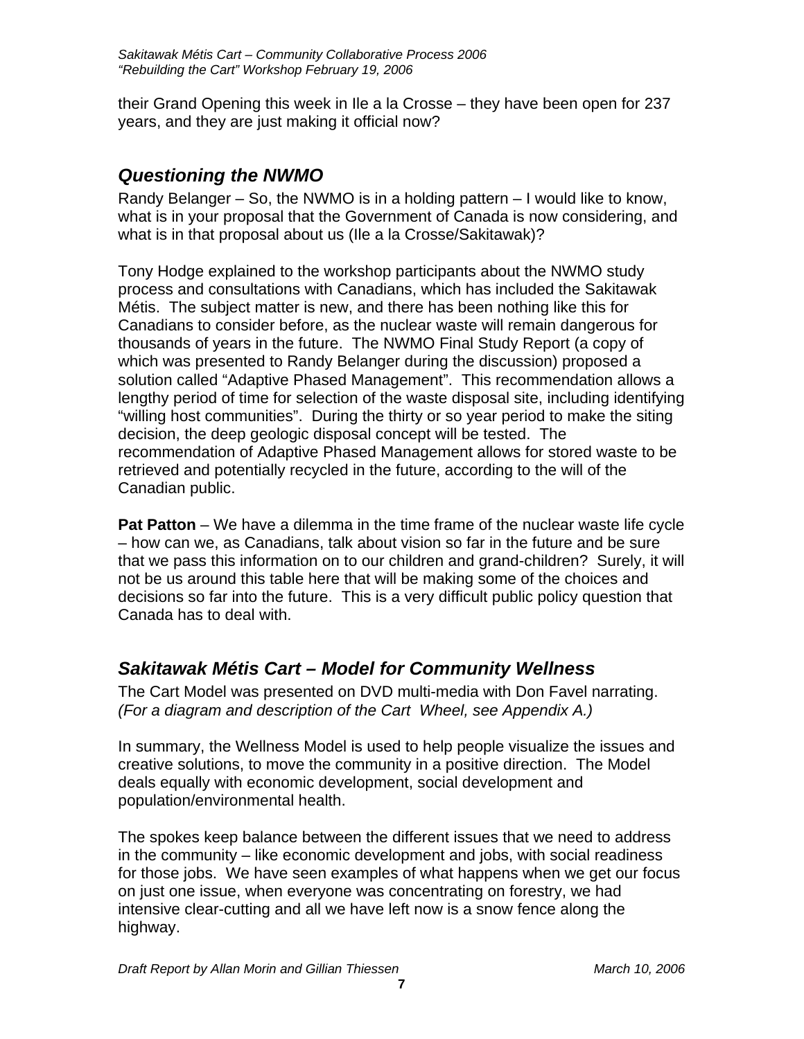their Grand Opening this week in Ile a la Crosse – they have been open for 237 years, and they are just making it official now?

## *Questioning the NWMO*

Randy Belanger – So, the NWMO is in a holding pattern – I would like to know, what is in your proposal that the Government of Canada is now considering, and what is in that proposal about us (Ile a la Crosse/Sakitawak)?

Tony Hodge explained to the workshop participants about the NWMO study process and consultations with Canadians, which has included the Sakitawak Métis. The subject matter is new, and there has been nothing like this for Canadians to consider before, as the nuclear waste will remain dangerous for thousands of years in the future. The NWMO Final Study Report (a copy of which was presented to Randy Belanger during the discussion) proposed a solution called "Adaptive Phased Management". This recommendation allows a lengthy period of time for selection of the waste disposal site, including identifying "willing host communities". During the thirty or so year period to make the siting decision, the deep geologic disposal concept will be tested. The recommendation of Adaptive Phased Management allows for stored waste to be retrieved and potentially recycled in the future, according to the will of the Canadian public.

**Pat Patton** – We have a dilemma in the time frame of the nuclear waste life cycle – how can we, as Canadians, talk about vision so far in the future and be sure that we pass this information on to our children and grand-children? Surely, it will not be us around this table here that will be making some of the choices and decisions so far into the future. This is a very difficult public policy question that Canada has to deal with.

## *Sakitawak Métis Cart – Model for Community Wellness*

The Cart Model was presented on DVD multi-media with Don Favel narrating. *(For a diagram and description of the Cart Wheel, see Appendix A.)*

In summary, the Wellness Model is used to help people visualize the issues and creative solutions, to move the community in a positive direction. The Model deals equally with economic development, social development and population/environmental health.

The spokes keep balance between the different issues that we need to address in the community – like economic development and jobs, with social readiness for those jobs. We have seen examples of what happens when we get our focus on just one issue, when everyone was concentrating on forestry, we had intensive clear-cutting and all we have left now is a snow fence along the highway.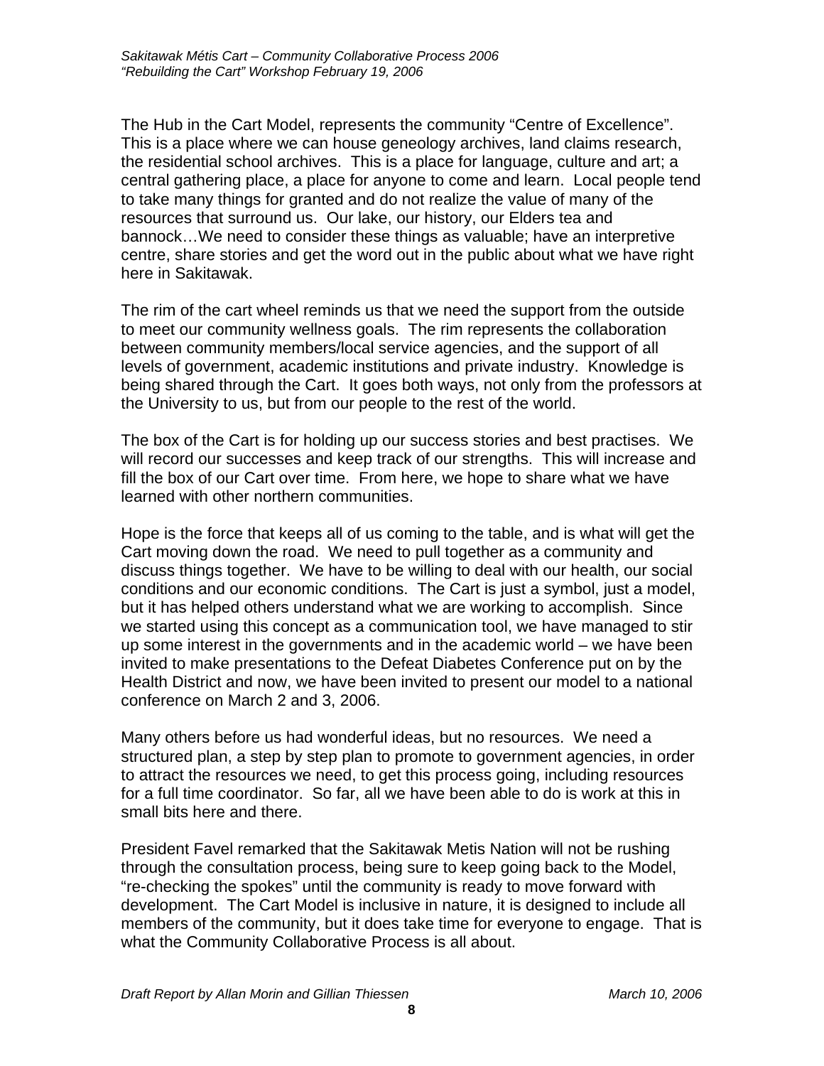The Hub in the Cart Model, represents the community "Centre of Excellence". This is a place where we can house geneology archives, land claims research, the residential school archives. This is a place for language, culture and art; a central gathering place, a place for anyone to come and learn. Local people tend to take many things for granted and do not realize the value of many of the resources that surround us. Our lake, our history, our Elders tea and bannock…We need to consider these things as valuable; have an interpretive centre, share stories and get the word out in the public about what we have right here in Sakitawak.

The rim of the cart wheel reminds us that we need the support from the outside to meet our community wellness goals. The rim represents the collaboration between community members/local service agencies, and the support of all levels of government, academic institutions and private industry. Knowledge is being shared through the Cart. It goes both ways, not only from the professors at the University to us, but from our people to the rest of the world.

The box of the Cart is for holding up our success stories and best practises. We will record our successes and keep track of our strengths. This will increase and fill the box of our Cart over time. From here, we hope to share what we have learned with other northern communities.

Hope is the force that keeps all of us coming to the table, and is what will get the Cart moving down the road. We need to pull together as a community and discuss things together. We have to be willing to deal with our health, our social conditions and our economic conditions. The Cart is just a symbol, just a model, but it has helped others understand what we are working to accomplish. Since we started using this concept as a communication tool, we have managed to stir up some interest in the governments and in the academic world – we have been invited to make presentations to the Defeat Diabetes Conference put on by the Health District and now, we have been invited to present our model to a national conference on March 2 and 3, 2006.

Many others before us had wonderful ideas, but no resources. We need a structured plan, a step by step plan to promote to government agencies, in order to attract the resources we need, to get this process going, including resources for a full time coordinator. So far, all we have been able to do is work at this in small bits here and there.

President Favel remarked that the Sakitawak Metis Nation will not be rushing through the consultation process, being sure to keep going back to the Model, "re-checking the spokes" until the community is ready to move forward with development. The Cart Model is inclusive in nature, it is designed to include all members of the community, but it does take time for everyone to engage. That is what the Community Collaborative Process is all about.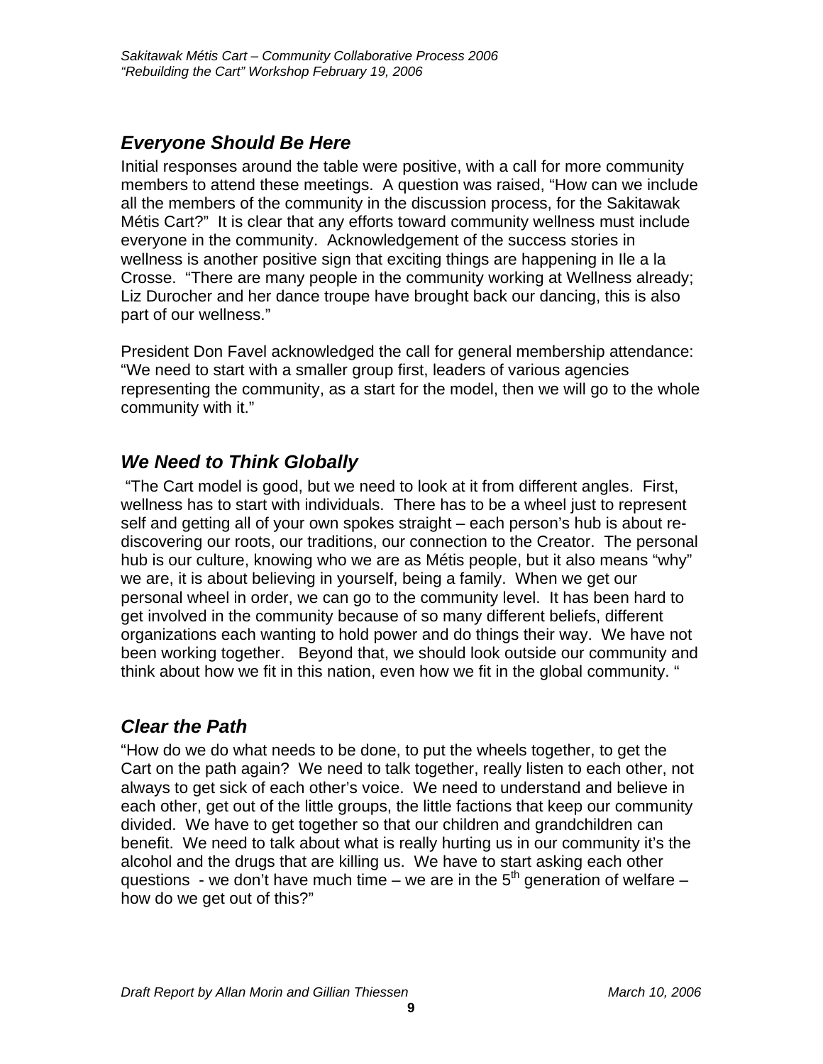## *Everyone Should Be Here*

Initial responses around the table were positive, with a call for more community members to attend these meetings. A question was raised, "How can we include all the members of the community in the discussion process, for the Sakitawak Métis Cart?" It is clear that any efforts toward community wellness must include everyone in the community. Acknowledgement of the success stories in wellness is another positive sign that exciting things are happening in Ile a la Crosse. "There are many people in the community working at Wellness already; Liz Durocher and her dance troupe have brought back our dancing, this is also part of our wellness."

President Don Favel acknowledged the call for general membership attendance: "We need to start with a smaller group first, leaders of various agencies representing the community, as a start for the model, then we will go to the whole community with it."

## *We Need to Think Globally*

"The Cart model is good, but we need to look at it from different angles. First, wellness has to start with individuals. There has to be a wheel just to represent self and getting all of your own spokes straight – each person's hub is about re-discovering our roots, our traditions, our connection to the Creator. The personal hub is our culture, knowing who we are as Métis people, but it also means "why" we are, it is about believing in yourself, being a family. When we get our personal wheel in order, we can go to the community level. It has been hard to get involved in the community because of so many different beliefs, different organizations each wanting to hold power and do things their way. We have not been working together. Beyond that, we should look outside our community and think about how we fit in this nation, even how we fit in the global community. "

## *Clear the Path*

"How do we do what needs to be done, to put the wheels together, to get the Cart on the path again? We need to talk together, really listen to each other, not always to get sick of each other's voice. We need to understand and believe in each other, get out of the little groups, the little factions that keep our community divided. We have to get together so that our children and grandchildren can benefit. We need to talk about what is really hurting us in our community it's the alcohol and the drugs that are killing us. We have to start asking each other questions - we don't have much time – we are in the 5th generation of welfare – how do we get out of this?"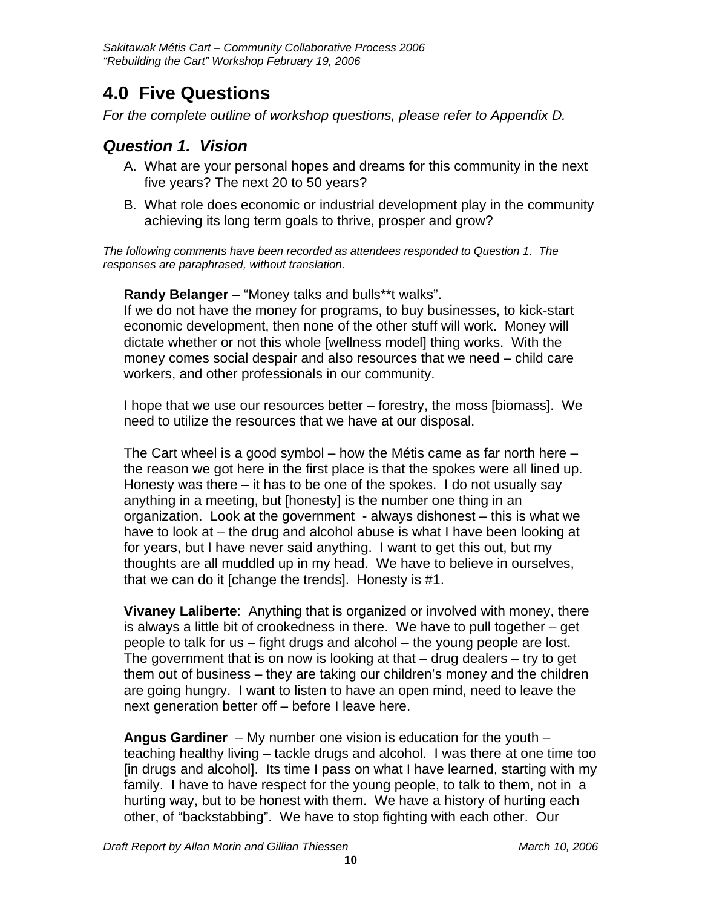## 4.0 Five Questions

*For the complete outline of workshop questions, please refer to Appendix D.*

### *Question 1. Vision*

A. What are your personal hopes and dreams for this community in the next five years? The next 20 to 50 years?

B. What role does economic or industrial development play in the community achieving its long term goals to thrive, prosper and grow?

*The following comments have been recorded as attendees responded to Question 1. The responses are paraphrased, without translation.*

**Randy Belanger** – "Money talks and bulls**t walks".
If we do not have the money for programs, to buy businesses, to kick-start economic development, then none of the other stuff will work. Money will dictate whether or not this whole [wellness model] thing works. With the money comes social despair and also resources that we need – child care workers, and other professionals in our community.

I hope that we use our resources better – forestry, the moss [biomass]. We need to utilize the resources that we have at our disposal.

The Cart wheel is a good symbol – how the Métis came as far north here – the reason we got here in the first place is that the spokes were all lined up. Honesty was there – it has to be one of the spokes. I do not usually say anything in a meeting, but [honesty] is the number one thing in an organization. Look at the government - always dishonest – this is what we have to look at – the drug and alcohol abuse is what I have been looking at for years, but I have never said anything. I want to get this out, but my thoughts are all muddled up in my head. We have to believe in ourselves, that we can do it [change the trends]. Honesty is #1.

**Vivaney Laliberte**: Anything that is organized or involved with money, there is always a little bit of crookedness in there. We have to pull together – get people to talk for us – fight drugs and alcohol – the young people are lost. The government that is on now is looking at that – drug dealers – try to get them out of business – they are taking our children's money and the children are going hungry. I want to listen to have an open mind, need to leave the next generation better off – before I leave here.

**Angus Gardiner** – My number one vision is education for the youth – teaching healthy living – tackle drugs and alcohol. I was there at one time too [in drugs and alcohol]. Its time I pass on what I have learned, starting with my family. I have to have respect for the young people, to talk to them, not in a hurting way, but to be honest with them. We have a history of hurting each other, of "backstabbing". We have to stop fighting with each other. Our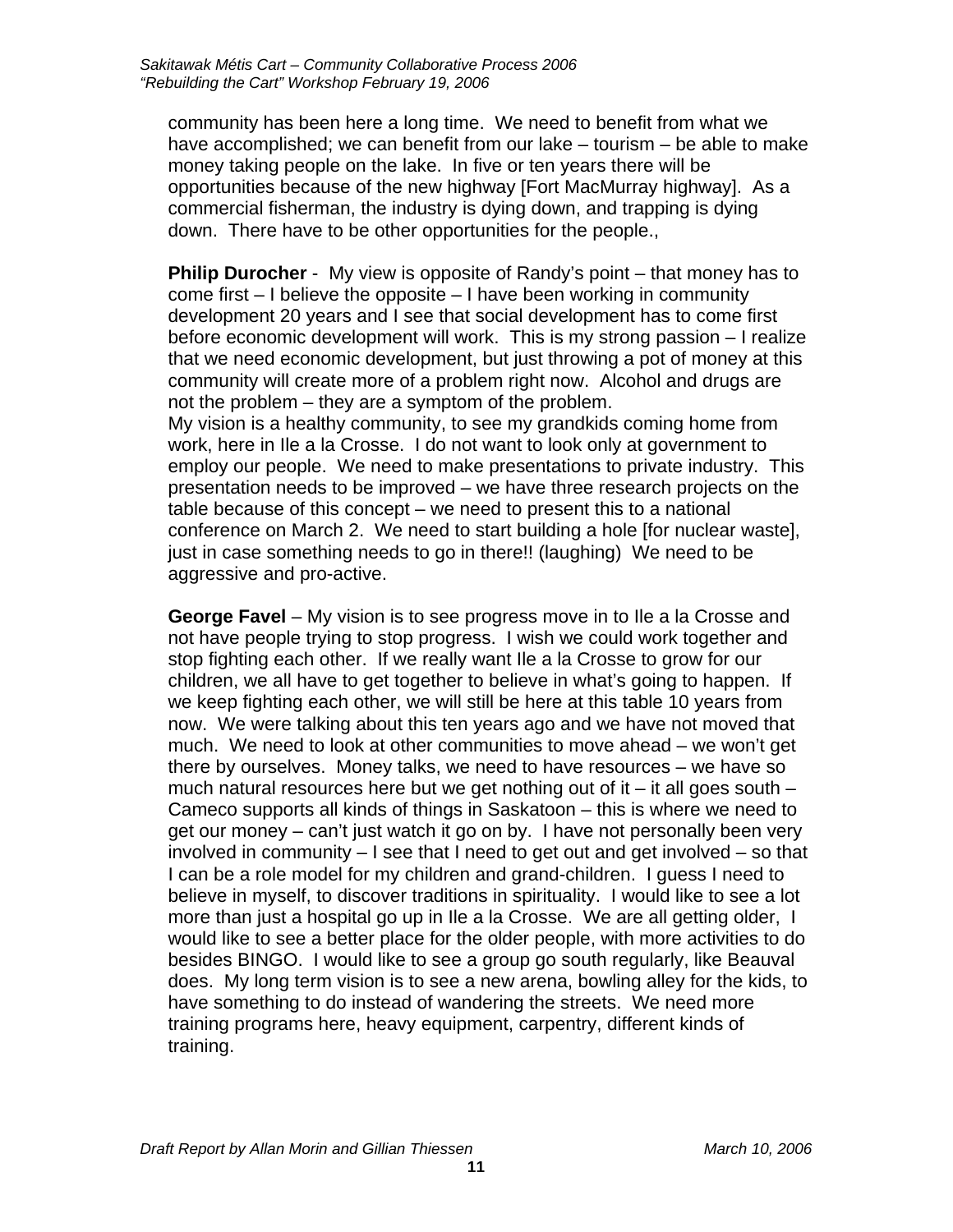community has been here a long time. We need to benefit from what we have accomplished; we can benefit from our lake – tourism – be able to make money taking people on the lake. In five or ten years there will be opportunities because of the new highway [Fort MacMurray highway]. As a commercial fisherman, the industry is dying down, and trapping is dying down. There have to be other opportunities for the people.,

**Philip Durocher** - My view is opposite of Randy's point – that money has to come first – I believe the opposite – I have been working in community development 20 years and I see that social development has to come first before economic development will work. This is my strong passion – I realize that we need economic development, but just throwing a pot of money at this community will create more of a problem right now. Alcohol and drugs are not the problem – they are a symptom of the problem.
My vision is a healthy community, to see my grandkids coming home from work, here in Ile a la Crosse. I do not want to look only at government to employ our people. We need to make presentations to private industry. This presentation needs to be improved – we have three research projects on the table because of this concept – we need to present this to a national conference on March 2. We need to start building a hole [for nuclear waste], just in case something needs to go in there!! (laughing) We need to be aggressive and pro-active.

**George Favel** – My vision is to see progress move in to Ile a la Crosse and not have people trying to stop progress. I wish we could work together and stop fighting each other. If we really want Ile a la Crosse to grow for our children, we all have to get together to believe in what's going to happen. If we keep fighting each other, we will still be here at this table 10 years from now. We were talking about this ten years ago and we have not moved that much. We need to look at other communities to move ahead – we won't get there by ourselves. Money talks, we need to have resources – we have so much natural resources here but we get nothing out of it – it all goes south – Cameco supports all kinds of things in Saskatoon – this is where we need to get our money – can't just watch it go on by. I have not personally been very involved in community – I see that I need to get out and get involved – so that I can be a role model for my children and grand-children. I guess I need to believe in myself, to discover traditions in spirituality. I would like to see a lot more than just a hospital go up in Ile a la Crosse. We are all getting older, I would like to see a better place for the older people, with more activities to do besides BINGO. I would like to see a group go south regularly, like Beauval does. My long term vision is to see a new arena, bowling alley for the kids, to have something to do instead of wandering the streets. We need more training programs here, heavy equipment, carpentry, different kinds of training.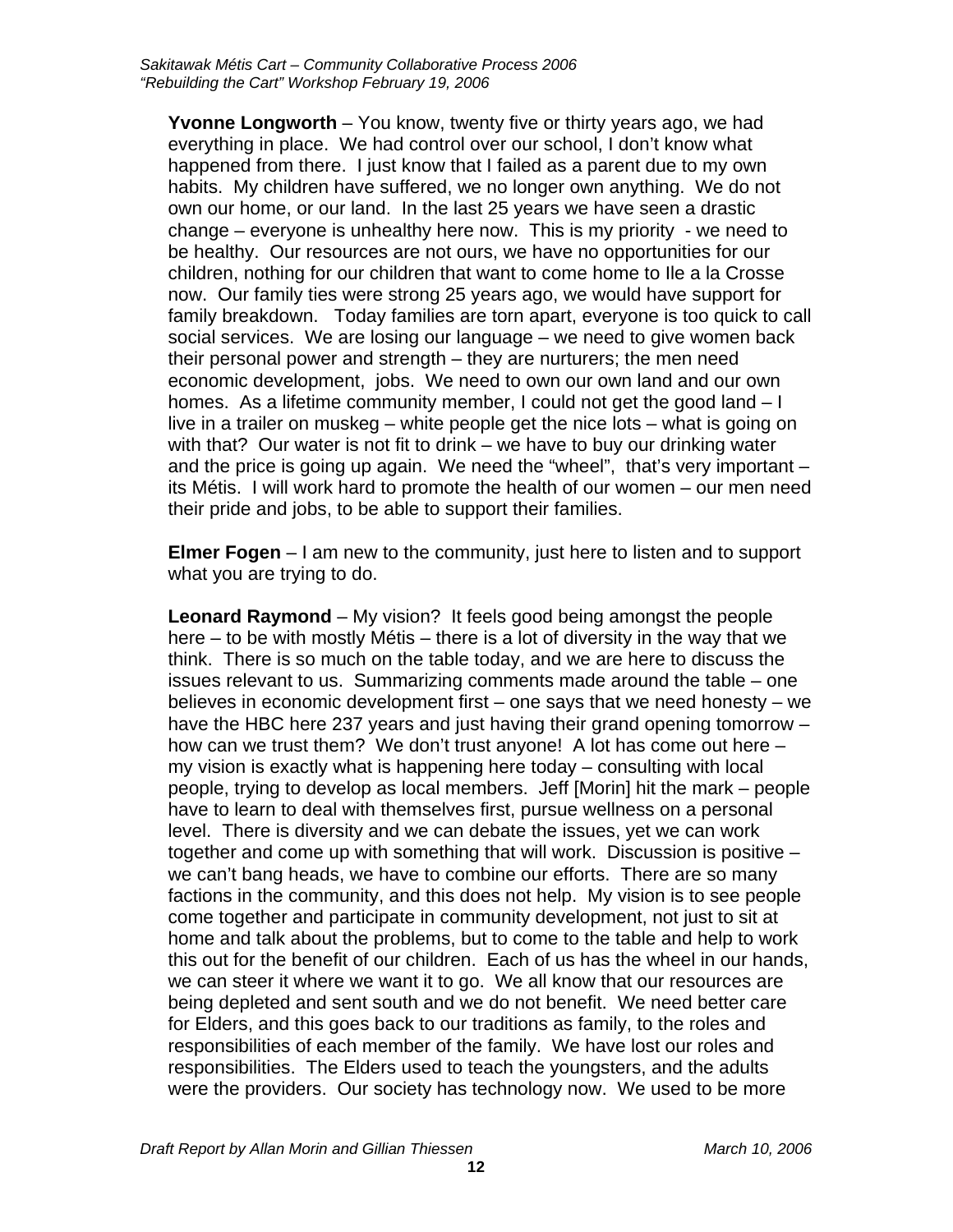**Yvonne Longworth** – You know, twenty five or thirty years ago, we had everything in place. We had control over our school, I don't know what happened from there. I just know that I failed as a parent due to my own habits. My children have suffered, we no longer own anything. We do not own our home, or our land. In the last 25 years we have seen a drastic change – everyone is unhealthy here now. This is my priority - we need to be healthy. Our resources are not ours, we have no opportunities for our children, nothing for our children that want to come home to Ile a la Crosse now. Our family ties were strong 25 years ago, we would have support for family breakdown. Today families are torn apart, everyone is too quick to call social services. We are losing our language – we need to give women back their personal power and strength – they are nurturers; the men need economic development, jobs. We need to own our own land and our own homes. As a lifetime community member, I could not get the good land – I live in a trailer on muskeg – white people get the nice lots – what is going on with that? Our water is not fit to drink – we have to buy our drinking water and the price is going up again. We need the "wheel", that's very important – its Métis. I will work hard to promote the health of our women – our men need their pride and jobs, to be able to support their families.

**Elmer Fogen** – I am new to the community, just here to listen and to support what you are trying to do.

**Leonard Raymond** – My vision? It feels good being amongst the people here – to be with mostly Métis – there is a lot of diversity in the way that we think. There is so much on the table today, and we are here to discuss the issues relevant to us. Summarizing comments made around the table – one believes in economic development first – one says that we need honesty – we have the HBC here 237 years and just having their grand opening tomorrow – how can we trust them? We don't trust anyone! A lot has come out here – my vision is exactly what is happening here today – consulting with local people, trying to develop as local members. Jeff [Morin] hit the mark – people have to learn to deal with themselves first, pursue wellness on a personal level. There is diversity and we can debate the issues, yet we can work together and come up with something that will work. Discussion is positive – we can't bang heads, we have to combine our efforts. There are so many factions in the community, and this does not help. My vision is to see people come together and participate in community development, not just to sit at home and talk about the problems, but to come to the table and help to work this out for the benefit of our children. Each of us has the wheel in our hands, we can steer it where we want it to go. We all know that our resources are being depleted and sent south and we do not benefit. We need better care for Elders, and this goes back to our traditions as family, to the roles and responsibilities of each member of the family. We have lost our roles and responsibilities. The Elders used to teach the youngsters, and the adults were the providers. Our society has technology now. We used to be more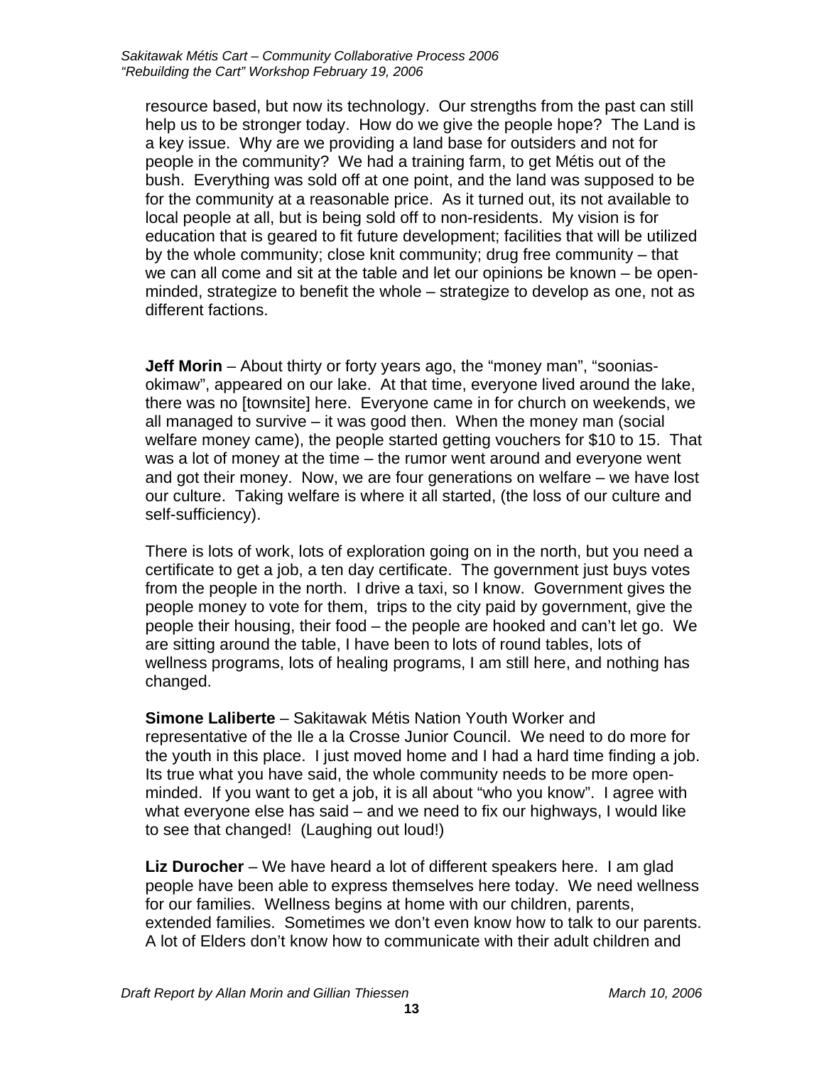resource based, but now its technology. Our strengths from the past can still help us to be stronger today. How do we give the people hope? The Land is a key issue. Why are we providing a land base for outsiders and not for people in the community? We had a training farm, to get Métis out of the bush. Everything was sold off at one point, and the land was supposed to be for the community at a reasonable price. As it turned out, its not available to local people at all, but is being sold off to non-residents. My vision is for education that is geared to fit future development; facilities that will be utilized by the whole community; close knit community; drug free community – that we can all come and sit at the table and let our opinions be known – be open-minded, strategize to benefit the whole – strategize to develop as one, not as different factions.

**Jeff Morin** – About thirty or forty years ago, the "money man", "soonias-okimaw", appeared on our lake. At that time, everyone lived around the lake, there was no [townsite] here. Everyone came in for church on weekends, we all managed to survive – it was good then. When the money man (social welfare money came), the people started getting vouchers for $10 to 15. That was a lot of money at the time – the rumor went around and everyone went and got their money. Now, we are four generations on welfare – we have lost our culture. Taking welfare is where it all started, (the loss of our culture and self-sufficiency).

There is lots of work, lots of exploration going on in the north, but you need a certificate to get a job, a ten day certificate. The government just buys votes from the people in the north. I drive a taxi, so I know. Government gives the people money to vote for them, trips to the city paid by government, give the people their housing, their food – the people are hooked and can't let go. We are sitting around the table, I have been to lots of round tables, lots of wellness programs, lots of healing programs, I am still here, and nothing has changed.

**Simone Laliberte** – Sakitawak Métis Nation Youth Worker and representative of the Ile a la Crosse Junior Council. We need to do more for the youth in this place. I just moved home and I had a hard time finding a job. Its true what you have said, the whole community needs to be more open-minded. If you want to get a job, it is all about "who you know". I agree with what everyone else has said – and we need to fix our highways, I would like to see that changed! (Laughing out loud!)

**Liz Durocher** – We have heard a lot of different speakers here. I am glad people have been able to express themselves here today. We need wellness for our families. Wellness begins at home with our children, parents, extended families. Sometimes we don't even know how to talk to our parents. A lot of Elders don't know how to communicate with their adult children and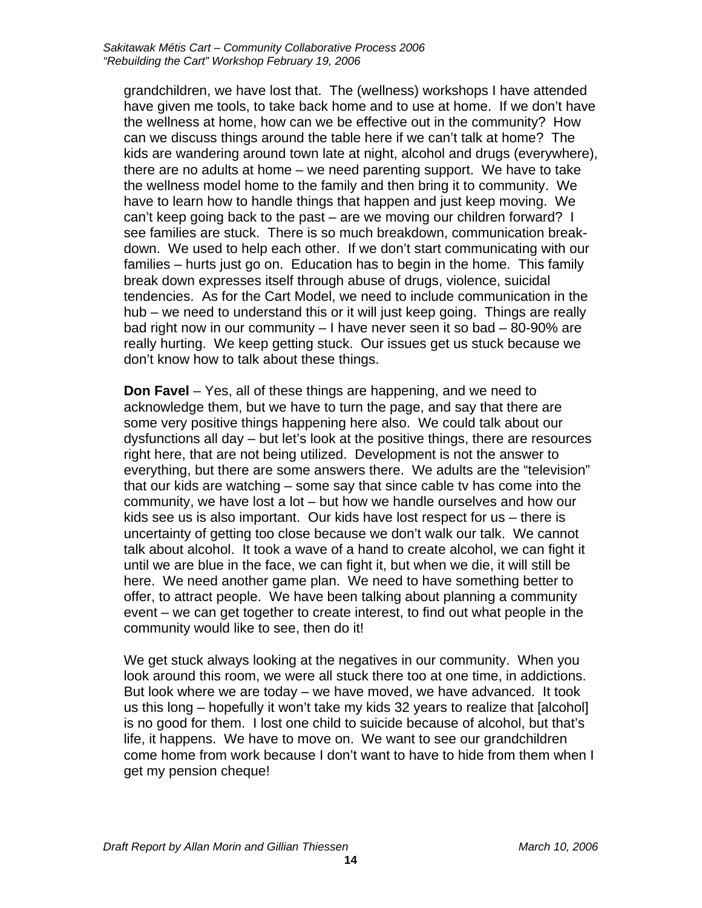grandchildren, we have lost that. The (wellness) workshops I have attended have given me tools, to take back home and to use at home. If we don't have the wellness at home, how can we be effective out in the community? How can we discuss things around the table here if we can't talk at home? The kids are wandering around town late at night, alcohol and drugs (everywhere), there are no adults at home – we need parenting support. We have to take the wellness model home to the family and then bring it to community. We have to learn how to handle things that happen and just keep moving. We can't keep going back to the past – are we moving our children forward? I see families are stuck. There is so much breakdown, communication break-down. We used to help each other. If we don't start communicating with our families – hurts just go on. Education has to begin in the home. This family break down expresses itself through abuse of drugs, violence, suicidal tendencies. As for the Cart Model, we need to include communication in the hub – we need to understand this or it will just keep going. Things are really bad right now in our community – I have never seen it so bad – 80-90% are really hurting. We keep getting stuck. Our issues get us stuck because we don't know how to talk about these things.

**Don Favel** – Yes, all of these things are happening, and we need to acknowledge them, but we have to turn the page, and say that there are some very positive things happening here also. We could talk about our dysfunctions all day – but let's look at the positive things, there are resources right here, that are not being utilized. Development is not the answer to everything, but there are some answers there. We adults are the "television" that our kids are watching – some say that since cable tv has come into the community, we have lost a lot – but how we handle ourselves and how our kids see us is also important. Our kids have lost respect for us – there is uncertainty of getting too close because we don't walk our talk. We cannot talk about alcohol. It took a wave of a hand to create alcohol, we can fight it until we are blue in the face, we can fight it, but when we die, it will still be here. We need another game plan. We need to have something better to offer, to attract people. We have been talking about planning a community event – we can get together to create interest, to find out what people in the community would like to see, then do it!

We get stuck always looking at the negatives in our community. When you look around this room, we were all stuck there too at one time, in addictions. But look where we are today – we have moved, we have advanced. It took us this long – hopefully it won't take my kids 32 years to realize that [alcohol] is no good for them. I lost one child to suicide because of alcohol, but that's life, it happens. We have to move on. We want to see our grandchildren come home from work because I don't want to have to hide from them when I get my pension cheque!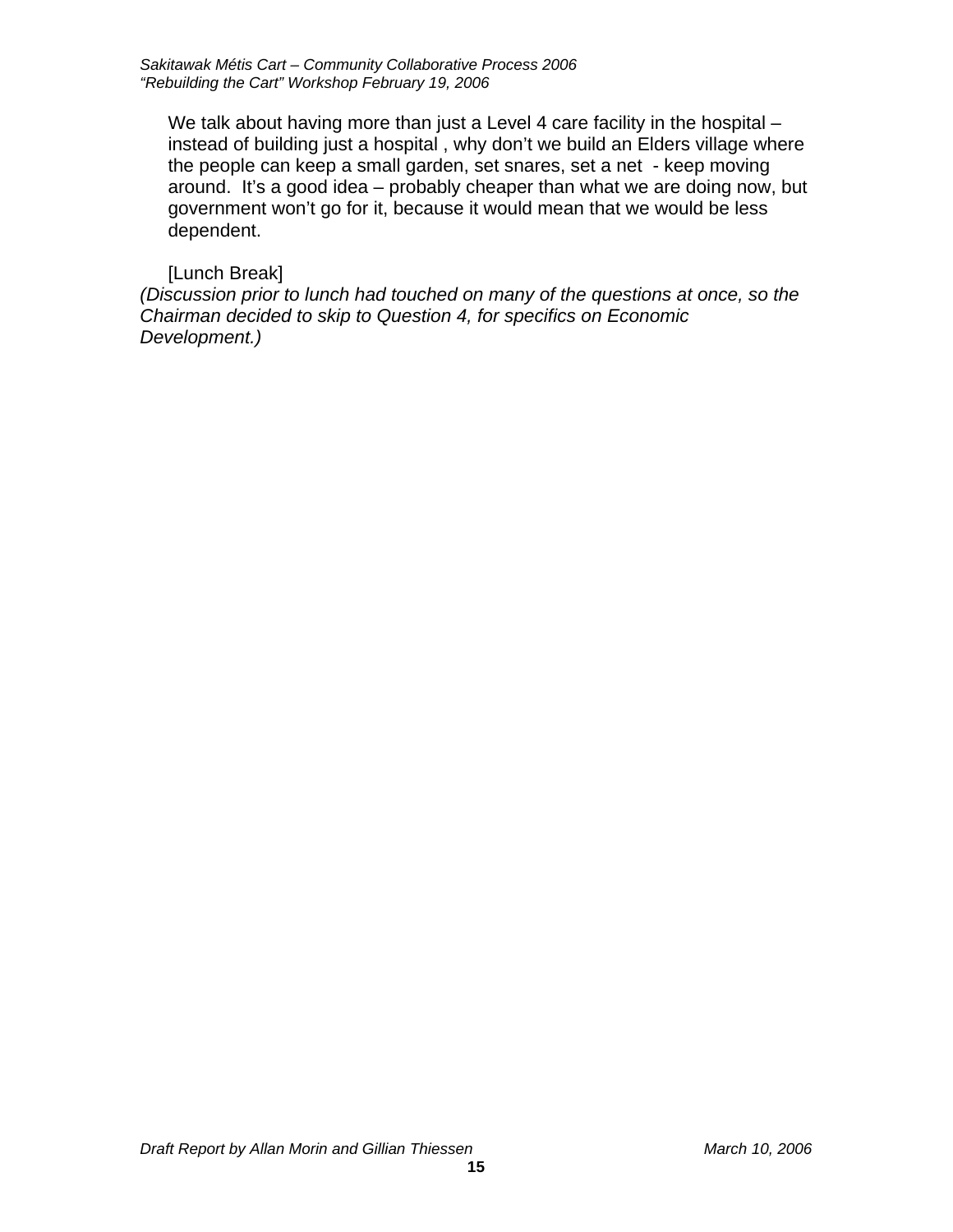We talk about having more than just a Level 4 care facility in the hospital – instead of building just a hospital , why don't we build an Elders village where the people can keep a small garden, set snares, set a net - keep moving around. It's a good idea – probably cheaper than what we are doing now, but government won't go for it, because it would mean that we would be less dependent.

[Lunch Break]

*(Discussion prior to lunch had touched on many of the questions at once, so the Chairman decided to skip to Question 4, for specifics on Economic Development.)*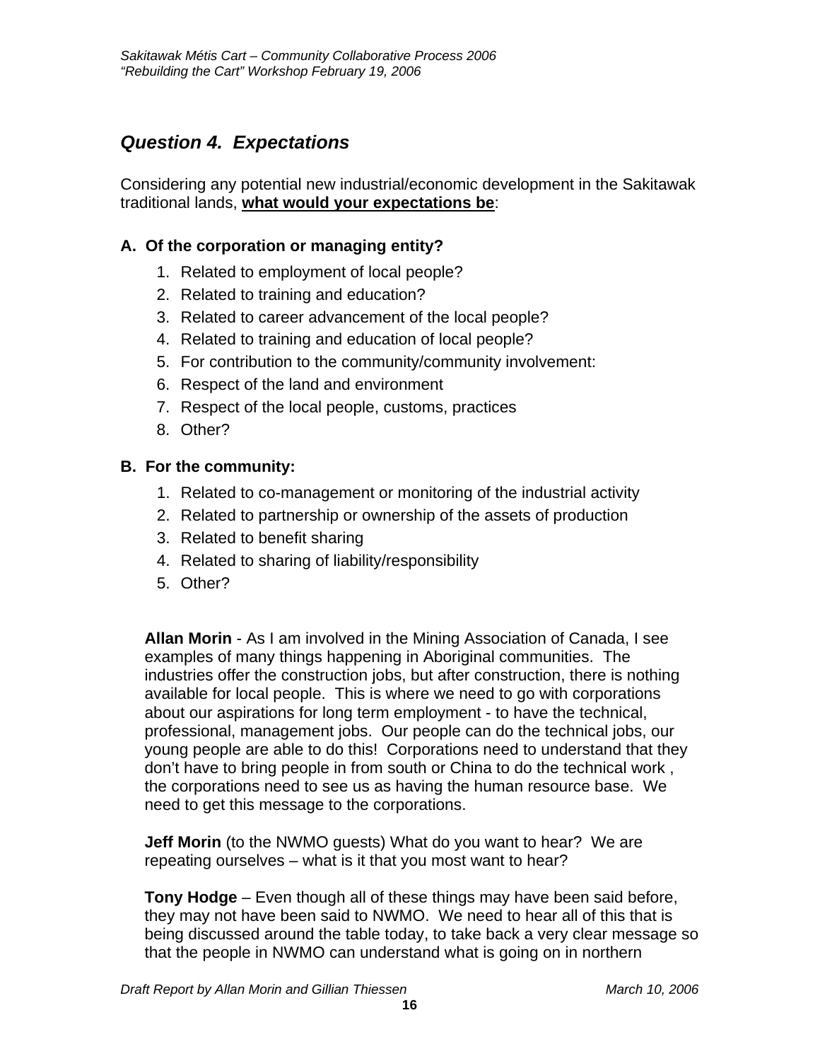## *Question 4. Expectations*

Considering any potential new industrial/economic development in the Sakitawak traditional lands, **what would your expectations be**:

**A. Of the corporation or managing entity?**

1. Related to employment of local people?
2. Related to training and education?
3. Related to career advancement of the local people?
4. Related to training and education of local people?
5. For contribution to the community/community involvement:
6. Respect of the land and environment
7. Respect of the local people, customs, practices
8. Other?

**B. For the community:**

1. Related to co-management or monitoring of the industrial activity
2. Related to partnership or ownership of the assets of production
3. Related to benefit sharing
4. Related to sharing of liability/responsibility
5. Other?

**Allan Morin** - As I am involved in the Mining Association of Canada, I see examples of many things happening in Aboriginal communities. The industries offer the construction jobs, but after construction, there is nothing available for local people. This is where we need to go with corporations about our aspirations for long term employment - to have the technical, professional, management jobs. Our people can do the technical jobs, our young people are able to do this! Corporations need to understand that they don't have to bring people in from south or China to do the technical work , the corporations need to see us as having the human resource base. We need to get this message to the corporations.

**Jeff Morin** (to the NWMO guests) What do you want to hear? We are repeating ourselves – what is it that you most want to hear?

**Tony Hodge** – Even though all of these things may have been said before, they may not have been said to NWMO. We need to hear all of this that is being discussed around the table today, to take back a very clear message so that the people in NWMO can understand what is going on in northern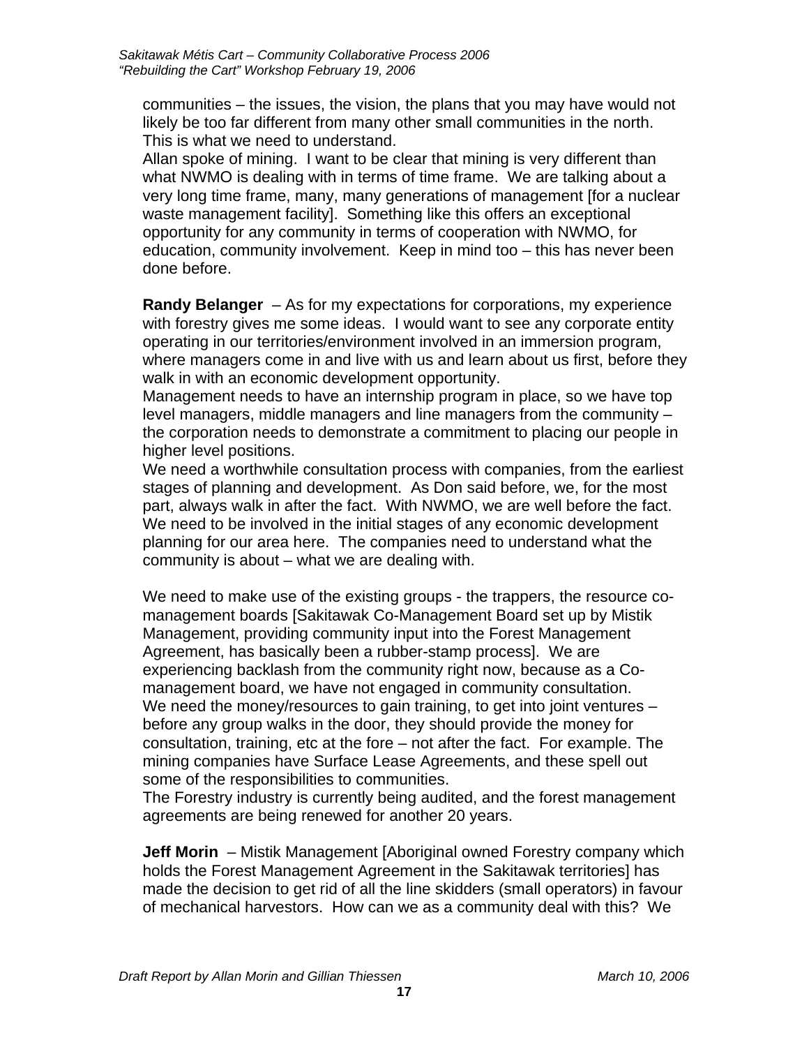communities – the issues, the vision, the plans that you may have would not likely be too far different from many other small communities in the north. This is what we need to understand.

Allan spoke of mining. I want to be clear that mining is very different than what NWMO is dealing with in terms of time frame. We are talking about a very long time frame, many, many generations of management [for a nuclear waste management facility]. Something like this offers an exceptional opportunity for any community in terms of cooperation with NWMO, for education, community involvement. Keep in mind too – this has never been done before.

**Randy Belanger** – As for my expectations for corporations, my experience with forestry gives me some ideas. I would want to see any corporate entity operating in our territories/environment involved in an immersion program, where managers come in and live with us and learn about us first, before they walk in with an economic development opportunity.

Management needs to have an internship program in place, so we have top level managers, middle managers and line managers from the community – the corporation needs to demonstrate a commitment to placing our people in higher level positions.

We need a worthwhile consultation process with companies, from the earliest stages of planning and development. As Don said before, we, for the most part, always walk in after the fact. With NWMO, we are well before the fact. We need to be involved in the initial stages of any economic development planning for our area here. The companies need to understand what the community is about – what we are dealing with.

We need to make use of the existing groups - the trappers, the resource co-management boards [Sakitawak Co-Management Board set up by Mistik Management, providing community input into the Forest Management Agreement, has basically been a rubber-stamp process]. We are experiencing backlash from the community right now, because as a Co-management board, we have not engaged in community consultation.

We need the money/resources to gain training, to get into joint ventures – before any group walks in the door, they should provide the money for consultation, training, etc at the fore – not after the fact. For example. The mining companies have Surface Lease Agreements, and these spell out some of the responsibilities to communities.

The Forestry industry is currently being audited, and the forest management agreements are being renewed for another 20 years.

**Jeff Morin** – Mistik Management [Aboriginal owned Forestry company which holds the Forest Management Agreement in the Sakitawak territories] has made the decision to get rid of all the line skidders (small operators) in favour of mechanical harvestors. How can we as a community deal with this? We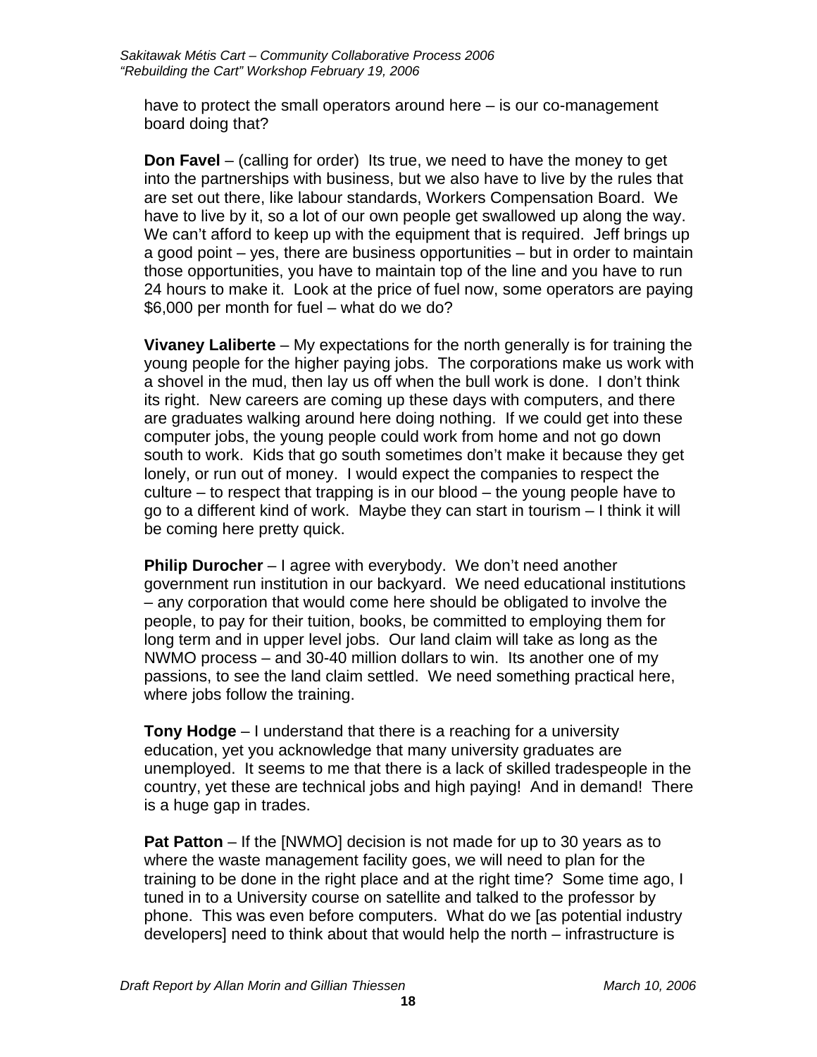have to protect the small operators around here – is our co-management board doing that?

**Don Favel** – (calling for order) Its true, we need to have the money to get into the partnerships with business, but we also have to live by the rules that are set out there, like labour standards, Workers Compensation Board. We have to live by it, so a lot of our own people get swallowed up along the way. We can't afford to keep up with the equipment that is required. Jeff brings up a good point – yes, there are business opportunities – but in order to maintain those opportunities, you have to maintain top of the line and you have to run 24 hours to make it. Look at the price of fuel now, some operators are paying $6,000 per month for fuel – what do we do?

**Vivaney Laliberte** – My expectations for the north generally is for training the young people for the higher paying jobs. The corporations make us work with a shovel in the mud, then lay us off when the bull work is done. I don't think its right. New careers are coming up these days with computers, and there are graduates walking around here doing nothing. If we could get into these computer jobs, the young people could work from home and not go down south to work. Kids that go south sometimes don't make it because they get lonely, or run out of money. I would expect the companies to respect the culture – to respect that trapping is in our blood – the young people have to go to a different kind of work. Maybe they can start in tourism – I think it will be coming here pretty quick.

**Philip Durocher** – I agree with everybody. We don't need another government run institution in our backyard. We need educational institutions – any corporation that would come here should be obligated to involve the people, to pay for their tuition, books, be committed to employing them for long term and in upper level jobs. Our land claim will take as long as the NWMO process – and 30-40 million dollars to win. Its another one of my passions, to see the land claim settled. We need something practical here, where jobs follow the training.

**Tony Hodge** – I understand that there is a reaching for a university education, yet you acknowledge that many university graduates are unemployed. It seems to me that there is a lack of skilled tradespeople in the country, yet these are technical jobs and high paying! And in demand! There is a huge gap in trades.

**Pat Patton** – If the [NWMO] decision is not made for up to 30 years as to where the waste management facility goes, we will need to plan for the training to be done in the right place and at the right time? Some time ago, I tuned in to a University course on satellite and talked to the professor by phone. This was even before computers. What do we [as potential industry developers] need to think about that would help the north – infrastructure is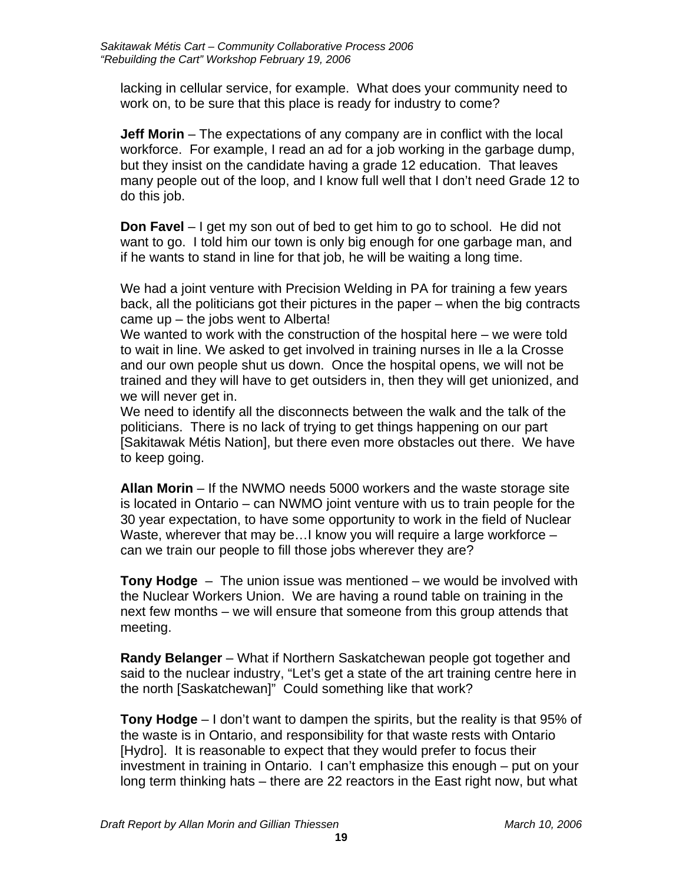lacking in cellular service, for example. What does your community need to work on, to be sure that this place is ready for industry to come?

**Jeff Morin** – The expectations of any company are in conflict with the local workforce. For example, I read an ad for a job working in the garbage dump, but they insist on the candidate having a grade 12 education. That leaves many people out of the loop, and I know full well that I don't need Grade 12 to do this job.

**Don Favel** – I get my son out of bed to get him to go to school. He did not want to go. I told him our town is only big enough for one garbage man, and if he wants to stand in line for that job, he will be waiting a long time.

We had a joint venture with Precision Welding in PA for training a few years back, all the politicians got their pictures in the paper – when the big contracts came up – the jobs went to Alberta!

We wanted to work with the construction of the hospital here – we were told to wait in line. We asked to get involved in training nurses in Ile a la Crosse and our own people shut us down. Once the hospital opens, we will not be trained and they will have to get outsiders in, then they will get unionized, and we will never get in.

We need to identify all the disconnects between the walk and the talk of the politicians. There is no lack of trying to get things happening on our part [Sakitawak Métis Nation], but there even more obstacles out there. We have to keep going.

**Allan Morin** – If the NWMO needs 5000 workers and the waste storage site is located in Ontario – can NWMO joint venture with us to train people for the 30 year expectation, to have some opportunity to work in the field of Nuclear Waste, wherever that may be…I know you will require a large workforce – can we train our people to fill those jobs wherever they are?

**Tony Hodge** – The union issue was mentioned – we would be involved with the Nuclear Workers Union. We are having a round table on training in the next few months – we will ensure that someone from this group attends that meeting.

**Randy Belanger** – What if Northern Saskatchewan people got together and said to the nuclear industry, "Let's get a state of the art training centre here in the north [Saskatchewan]" Could something like that work?

**Tony Hodge** – I don't want to dampen the spirits, but the reality is that 95% of the waste is in Ontario, and responsibility for that waste rests with Ontario [Hydro]. It is reasonable to expect that they would prefer to focus their investment in training in Ontario. I can't emphasize this enough – put on your long term thinking hats – there are 22 reactors in the East right now, but what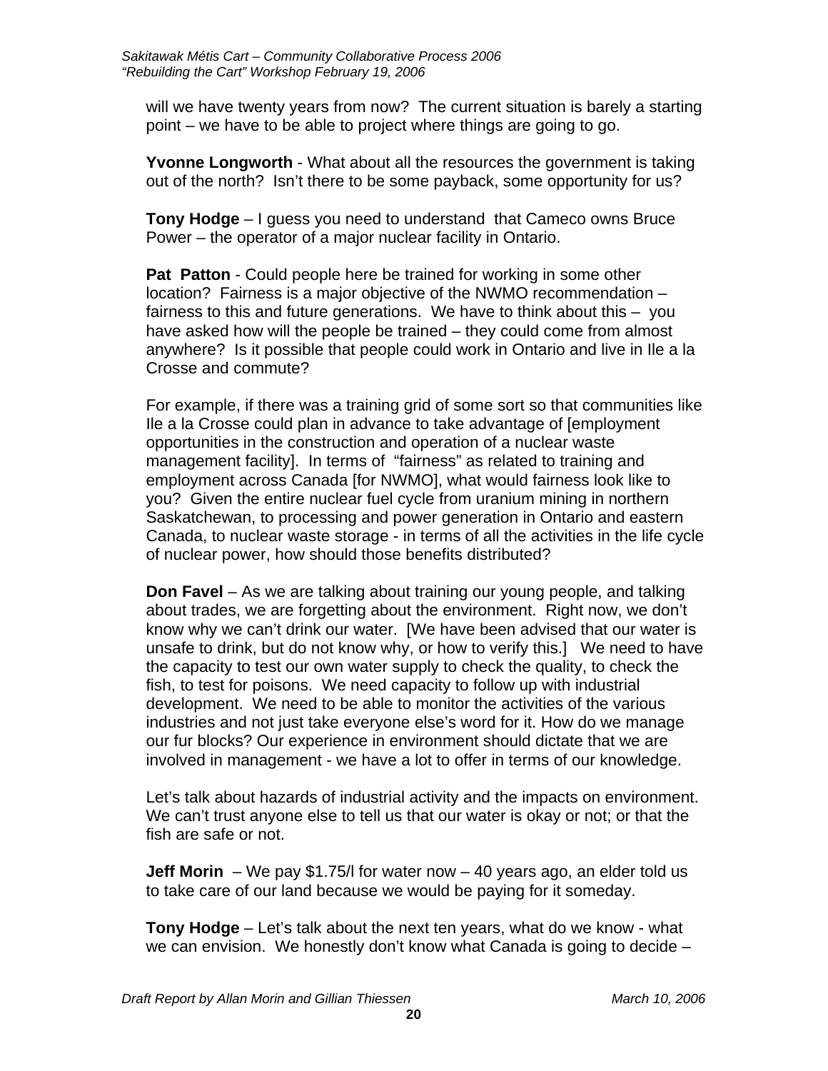will we have twenty years from now? The current situation is barely a starting point – we have to be able to project where things are going to go.

**Yvonne Longworth** - What about all the resources the government is taking out of the north? Isn't there to be some payback, some opportunity for us?

**Tony Hodge** – I guess you need to understand that Cameco owns Bruce Power – the operator of a major nuclear facility in Ontario.

**Pat Patton** - Could people here be trained for working in some other location? Fairness is a major objective of the NWMO recommendation – fairness to this and future generations. We have to think about this – you have asked how will the people be trained – they could come from almost anywhere? Is it possible that people could work in Ontario and live in Ile a la Crosse and commute?

For example, if there was a training grid of some sort so that communities like Ile a la Crosse could plan in advance to take advantage of [employment opportunities in the construction and operation of a nuclear waste management facility]. In terms of "fairness" as related to training and employment across Canada [for NWMO], what would fairness look like to you? Given the entire nuclear fuel cycle from uranium mining in northern Saskatchewan, to processing and power generation in Ontario and eastern Canada, to nuclear waste storage - in terms of all the activities in the life cycle of nuclear power, how should those benefits distributed?

**Don Favel** – As we are talking about training our young people, and talking about trades, we are forgetting about the environment. Right now, we don't know why we can't drink our water. [We have been advised that our water is unsafe to drink, but do not know why, or how to verify this.] We need to have the capacity to test our own water supply to check the quality, to check the fish, to test for poisons. We need capacity to follow up with industrial development. We need to be able to monitor the activities of the various industries and not just take everyone else's word for it. How do we manage our fur blocks? Our experience in environment should dictate that we are involved in management - we have a lot to offer in terms of our knowledge.

Let's talk about hazards of industrial activity and the impacts on environment. We can't trust anyone else to tell us that our water is okay or not; or that the fish are safe or not.

**Jeff Morin** – We pay $1.75/l for water now – 40 years ago, an elder told us to take care of our land because we would be paying for it someday.

**Tony Hodge** – Let's talk about the next ten years, what do we know - what we can envision. We honestly don't know what Canada is going to decide –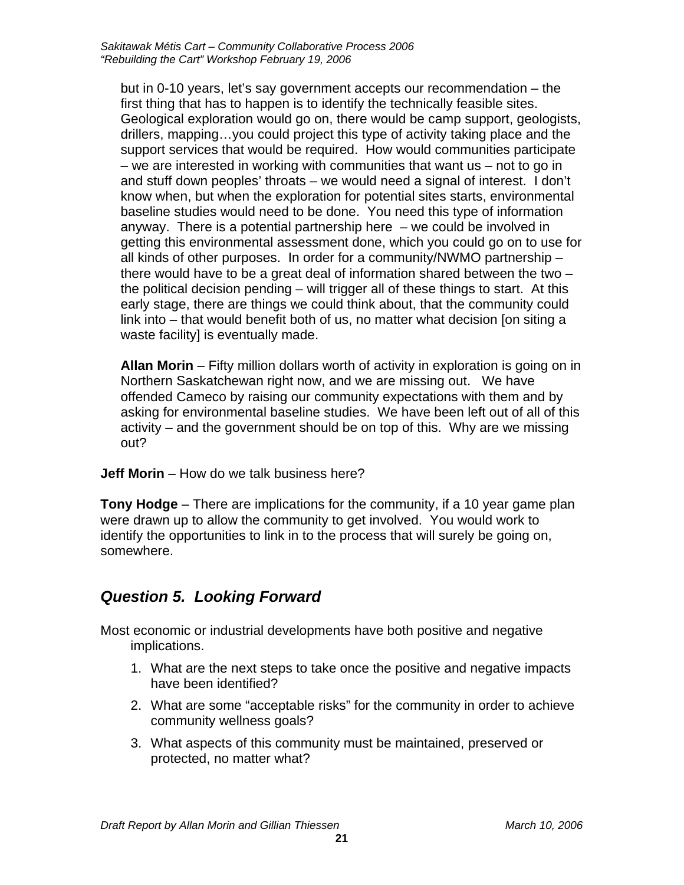but in 0-10 years, let's say government accepts our recommendation – the first thing that has to happen is to identify the technically feasible sites. Geological exploration would go on, there would be camp support, geologists, drillers, mapping…you could project this type of activity taking place and the support services that would be required. How would communities participate – we are interested in working with communities that want us – not to go in and stuff down peoples' throats – we would need a signal of interest. I don't know when, but when the exploration for potential sites starts, environmental baseline studies would need to be done. You need this type of information anyway. There is a potential partnership here – we could be involved in getting this environmental assessment done, which you could go on to use for all kinds of other purposes. In order for a community/NWMO partnership – there would have to be a great deal of information shared between the two – the political decision pending – will trigger all of these things to start. At this early stage, there are things we could think about, that the community could link into – that would benefit both of us, no matter what decision [on siting a waste facility] is eventually made.

**Allan Morin** – Fifty million dollars worth of activity in exploration is going on in Northern Saskatchewan right now, and we are missing out. We have offended Cameco by raising our community expectations with them and by asking for environmental baseline studies. We have been left out of all of this activity – and the government should be on top of this. Why are we missing out?

**Jeff Morin** – How do we talk business here?

**Tony Hodge** – There are implications for the community, if a 10 year game plan were drawn up to allow the community to get involved. You would work to identify the opportunities to link in to the process that will surely be going on, somewhere.

## *Question 5. Looking Forward*

Most economic or industrial developments have both positive and negative implications.

1. What are the next steps to take once the positive and negative impacts have been identified?
2. What are some "acceptable risks" for the community in order to achieve community wellness goals?
3. What aspects of this community must be maintained, preserved or protected, no matter what?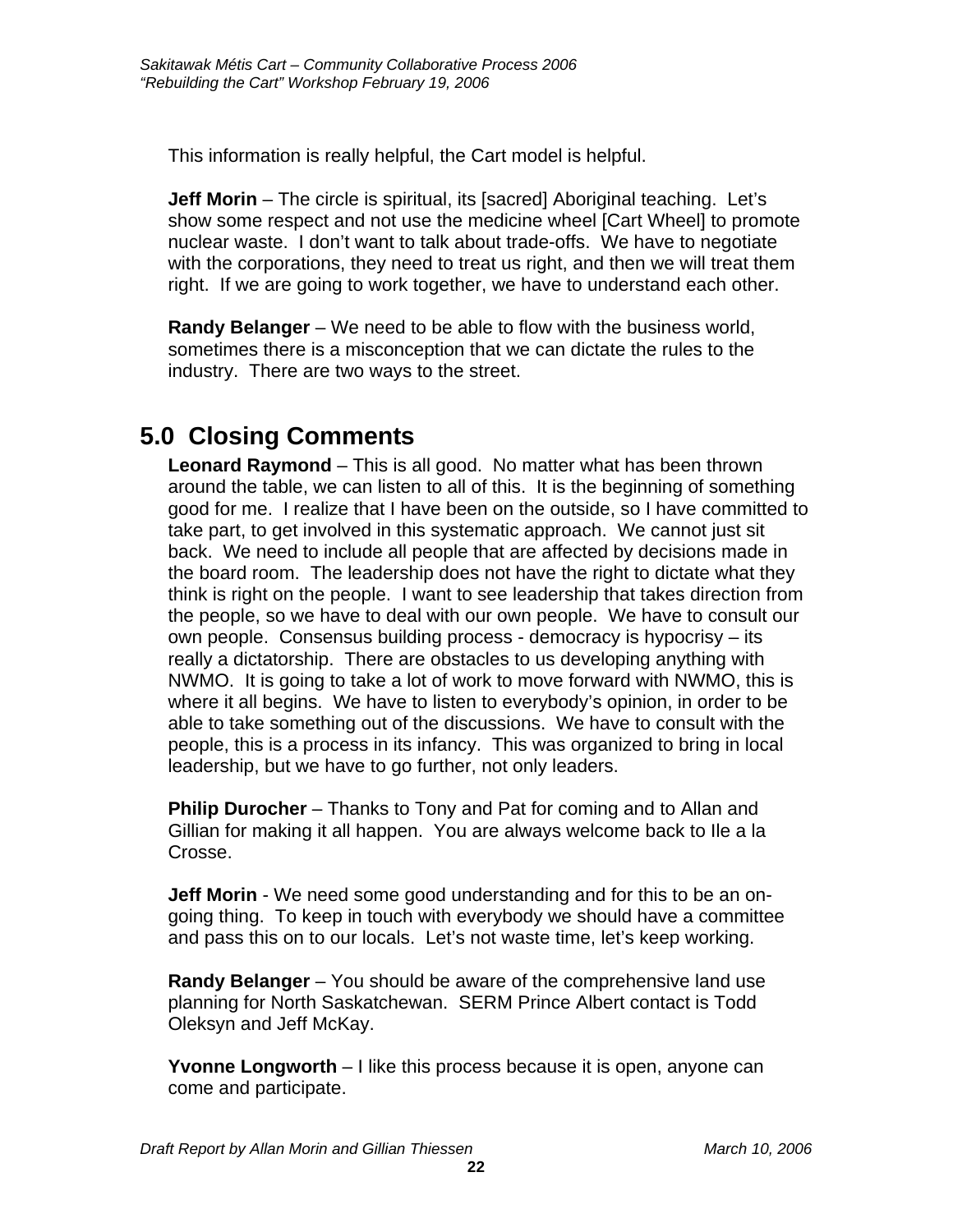This information is really helpful, the Cart model is helpful.

**Jeff Morin** – The circle is spiritual, its [sacred] Aboriginal teaching. Let's show some respect and not use the medicine wheel [Cart Wheel] to promote nuclear waste. I don't want to talk about trade-offs. We have to negotiate with the corporations, they need to treat us right, and then we will treat them right. If we are going to work together, we have to understand each other.

**Randy Belanger** – We need to be able to flow with the business world, sometimes there is a misconception that we can dictate the rules to the industry. There are two ways to the street.

# 5.0 Closing Comments

**Leonard Raymond** – This is all good. No matter what has been thrown around the table, we can listen to all of this. It is the beginning of something good for me. I realize that I have been on the outside, so I have committed to take part, to get involved in this systematic approach. We cannot just sit back. We need to include all people that are affected by decisions made in the board room. The leadership does not have the right to dictate what they think is right on the people. I want to see leadership that takes direction from the people, so we have to deal with our own people. We have to consult our own people. Consensus building process - democracy is hypocrisy – its really a dictatorship. There are obstacles to us developing anything with NWMO. It is going to take a lot of work to move forward with NWMO, this is where it all begins. We have to listen to everybody's opinion, in order to be able to take something out of the discussions. We have to consult with the people, this is a process in its infancy. This was organized to bring in local leadership, but we have to go further, not only leaders.

**Philip Durocher** – Thanks to Tony and Pat for coming and to Allan and Gillian for making it all happen. You are always welcome back to Ile a la Crosse.

**Jeff Morin** - We need some good understanding and for this to be an on-going thing. To keep in touch with everybody we should have a committee and pass this on to our locals. Let's not waste time, let's keep working.

**Randy Belanger** – You should be aware of the comprehensive land use planning for North Saskatchewan. SERM Prince Albert contact is Todd Oleksyn and Jeff McKay.

**Yvonne Longworth** – I like this process because it is open, anyone can come and participate.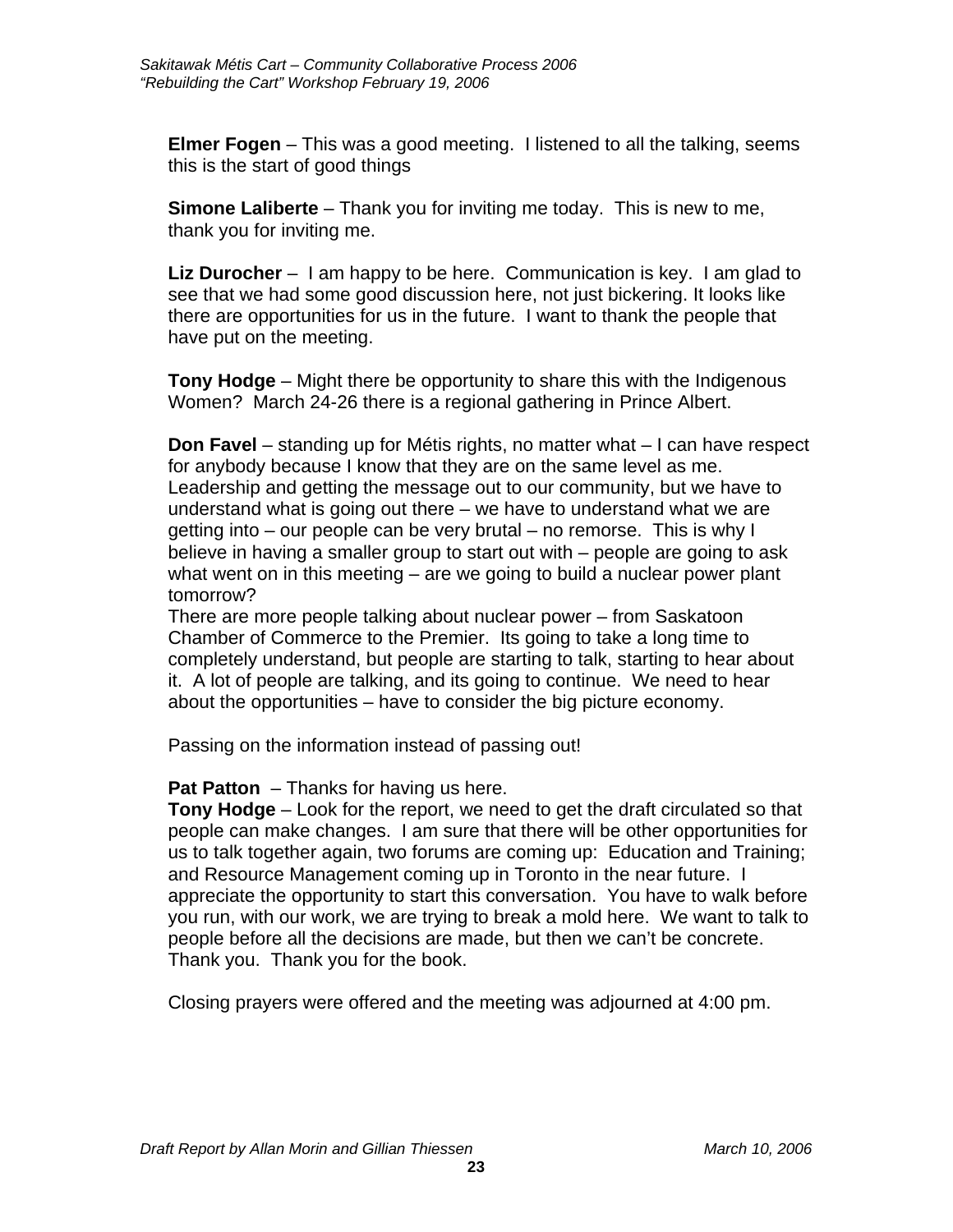**Elmer Fogen** – This was a good meeting. I listened to all the talking, seems this is the start of good things

**Simone Laliberte** – Thank you for inviting me today. This is new to me, thank you for inviting me.

**Liz Durocher** – I am happy to be here. Communication is key. I am glad to see that we had some good discussion here, not just bickering. It looks like there are opportunities for us in the future. I want to thank the people that have put on the meeting.

**Tony Hodge** – Might there be opportunity to share this with the Indigenous Women? March 24-26 there is a regional gathering in Prince Albert.

**Don Favel** – standing up for Métis rights, no matter what – I can have respect for anybody because I know that they are on the same level as me. Leadership and getting the message out to our community, but we have to understand what is going out there – we have to understand what we are getting into – our people can be very brutal – no remorse. This is why I believe in having a smaller group to start out with – people are going to ask what went on in this meeting – are we going to build a nuclear power plant tomorrow?
There are more people talking about nuclear power – from Saskatoon Chamber of Commerce to the Premier. Its going to take a long time to completely understand, but people are starting to talk, starting to hear about it. A lot of people are talking, and its going to continue. We need to hear about the opportunities – have to consider the big picture economy.

Passing on the information instead of passing out!

**Pat Patton** – Thanks for having us here.
**Tony Hodge** – Look for the report, we need to get the draft circulated so that people can make changes. I am sure that there will be other opportunities for us to talk together again, two forums are coming up: Education and Training; and Resource Management coming up in Toronto in the near future. I appreciate the opportunity to start this conversation. You have to walk before you run, with our work, we are trying to break a mold here. We want to talk to people before all the decisions are made, but then we can't be concrete. Thank you. Thank you for the book.

Closing prayers were offered and the meeting was adjourned at 4:00 pm.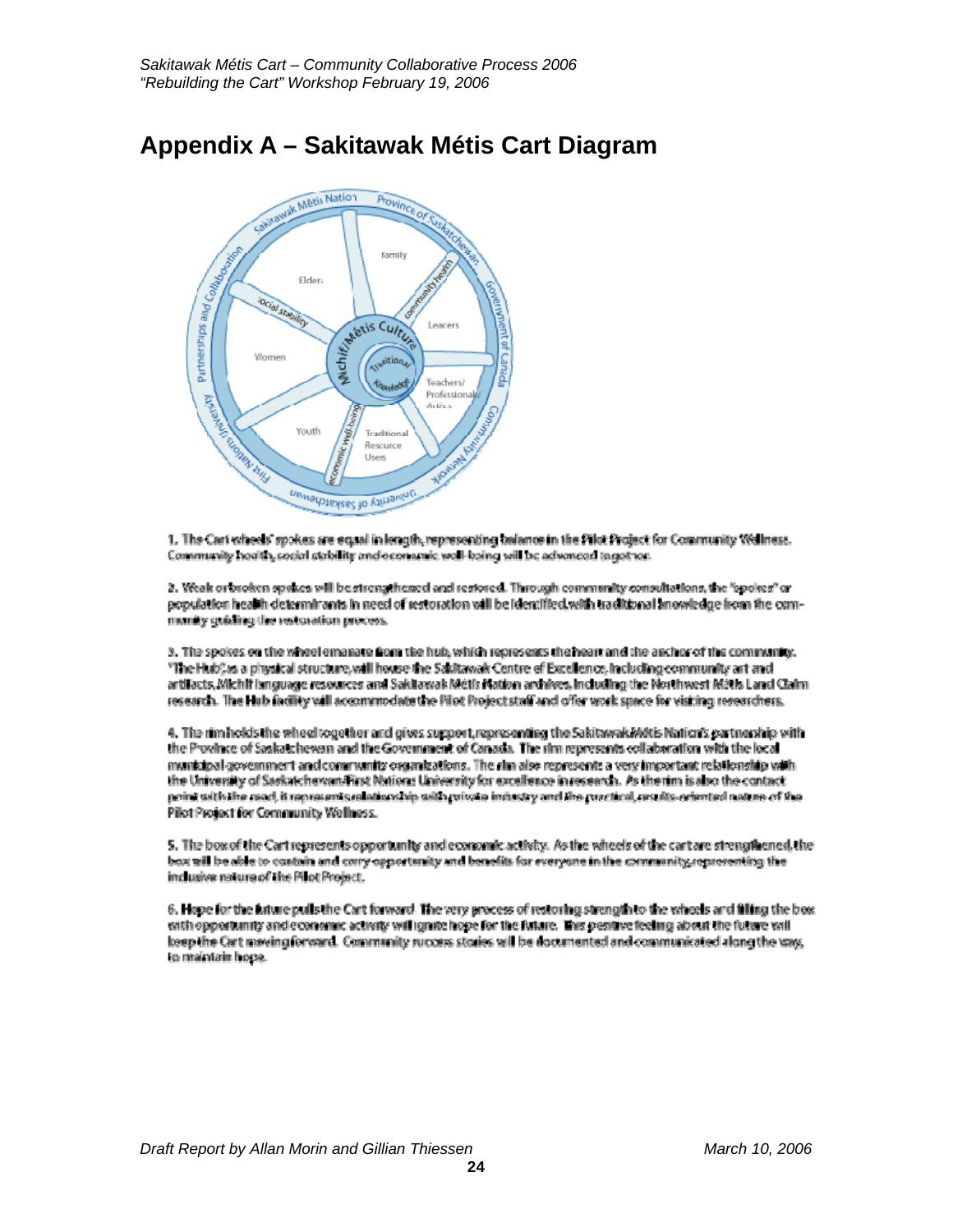# Appendix A – Sakitawak Métis Cart Diagram

1. The Cart wheels' spokes are equal in length, representing balance in the Pilot Project for Community Wellness. Community health, social stability and economic well-being will be advanced together.

2. Weak or broken spokes will be strengthened and restored. Through community consultations, the "spokes" or population health determinants in need of restoration will be identified, with traditional knowledge from the community guiding the restoration process.

3. The spokes on the wheel emanate from the hub, which represents the heart and the anchor of the community. "The Hub", as a physical structure, will house the Sakitawak Centre of Excellence, including community art and artifacts, Michif language resources and Sakitawak Métis Nation archives, including the Northwest Métis Land Claim research. The Hub facility will accommodate the Pilot Project staff and offer work space for visiting researchers.

4. The rim holds the wheel together and gives support, representing the Sakitawak Métis Nation's partnership with the Province of Saskatchewan and the Government of Canada. The rim represents collaboration with the local municipal government and community organizations. The rim also represents a very important relationship with the University of Saskatchewan/First Nations University for excellence in research. As the rim is also the contact point with the road, it represents relationship with private industry and the practical, results-oriented nature of the Pilot Project for Community Wellness.

5. The box of the Cart represents opportunity and economic activity. As the wheels of the cart are strengthened, the box will be able to contain and carry opportunity and benefits for everyone in the community, representing the inclusive nature of the Pilot Project.

6. Hope for the future pulls the Cart forward. The very process of restoring strength to the wheels and filling the box with opportunity and economic activity will ignite hope for the future. This positive feeling about the future will keep the Cart moving forward. Community success stories will be documented and communicated along the way, to maintain hope.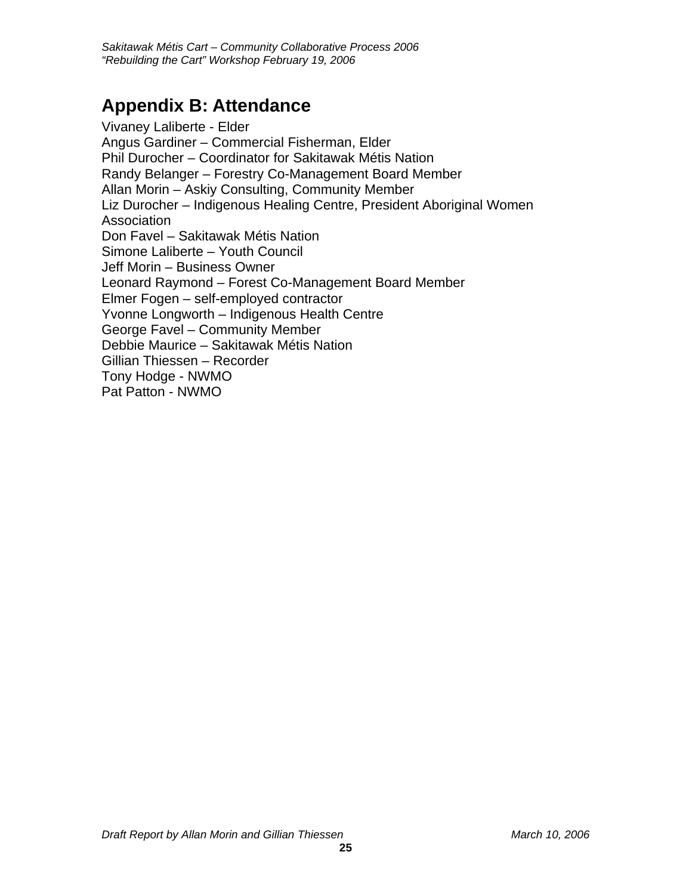## Appendix B: Attendance

Vivaney Laliberte - Elder
Angus Gardiner – Commercial Fisherman, Elder
Phil Durocher – Coordinator for Sakitawak Métis Nation
Randy Belanger – Forestry Co-Management Board Member
Allan Morin – Askiy Consulting, Community Member
Liz Durocher – Indigenous Healing Centre, President Aboriginal Women Association
Don Favel – Sakitawak Métis Nation
Simone Laliberte – Youth Council
Jeff Morin – Business Owner
Leonard Raymond – Forest Co-Management Board Member
Elmer Fogen – self-employed contractor
Yvonne Longworth – Indigenous Health Centre
George Favel – Community Member
Debbie Maurice – Sakitawak Métis Nation
Gillian Thiessen – Recorder
Tony Hodge - NWMO
Pat Patton - NWMO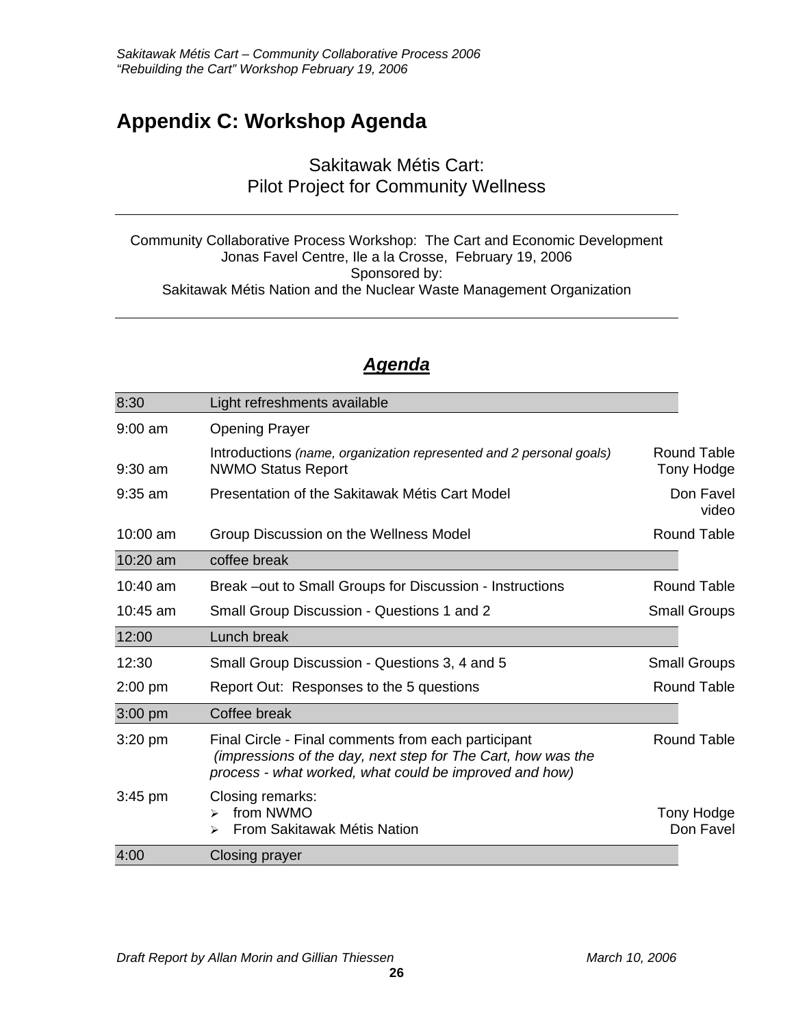## Appendix C: Workshop Agenda

Sakitawak Métis Cart:
Pilot Project for Community Wellness

---

Community Collaborative Process Workshop: The Cart and Economic Development
Jonas Favel Centre, Ile a la Crosse, February 19, 2006
Sponsored by:
Sakitawak Métis Nation and the Nuclear Waste Management Organization

---

### ***Agenda***

| | | |
|---|---|---|
| 8:30 | Light refreshments available | |
| 9:00 am | Opening Prayer | |
| | Introductions *(name, organization represented and 2 personal goals)* | Round Table |
| 9:30 am | NWMO Status Report | Tony Hodge |
| 9:35 am | Presentation of the Sakitawak Métis Cart Model | Don Favel video |
| 10:00 am | Group Discussion on the Wellness Model | Round Table |
| 10:20 am | coffee break | |
| 10:40 am | Break –out to Small Groups for Discussion - Instructions | Round Table |
| 10:45 am | Small Group Discussion - Questions 1 and 2 | Small Groups |
| 12:00 | Lunch break | |
| 12:30 | Small Group Discussion - Questions 3, 4 and 5 | Small Groups |
| 2:00 pm | Report Out: Responses to the 5 questions | Round Table |
| 3:00 pm | Coffee break | |
| 3:20 pm | Final Circle - Final comments from each participant *(impressions of the day, next step for The Cart, how was the process - what worked, what could be improved and how)* | Round Table |
| 3:45 pm | Closing remarks:<br>➢ from NWMO<br>➢ From Sakitawak Métis Nation | <br>Tony Hodge<br>Don Favel |
| 4:00 | Closing prayer | |

*Draft Report by Allan Morin and Gillian Thiessen* *March 10, 2006*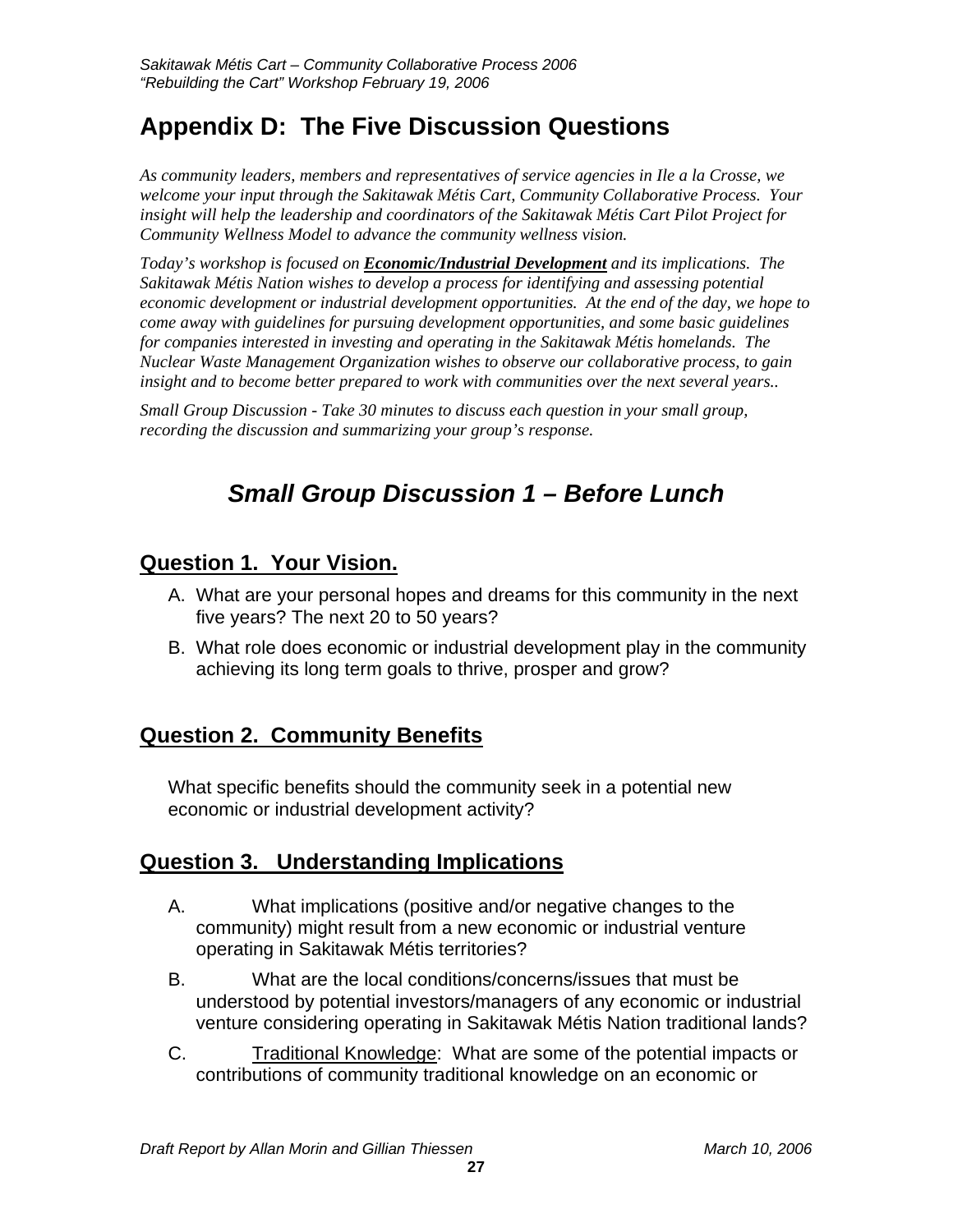# Appendix D:  The Five Discussion Questions

*As community leaders, members and representatives of service agencies in Ile a la Crosse, we welcome your input through the Sakitawak Métis Cart, Community Collaborative Process.  Your insight will help the leadership and coordinators of the Sakitawak Métis Cart Pilot Project for Community Wellness Model to advance the community wellness vision.*

*Today's workshop is focused on* ***Economic/Industrial Development*** *and its implications.  The Sakitawak Métis Nation wishes to develop a process for identifying and assessing potential economic development or industrial development opportunities.  At the end of the day, we hope to come away with guidelines for pursuing development opportunities, and some basic guidelines for companies interested in investing and operating in the Sakitawak Métis homelands.  The Nuclear Waste Management Organization wishes to observe our collaborative process, to gain insight and to become better prepared to work with communities over the next several years..*

*Small Group Discussion - Take 30 minutes to discuss each question in your small group, recording the discussion and summarizing your group's response.*

## *Small Group Discussion 1 – Before Lunch*

### Question 1.  Your Vision.

A. What are your personal hopes and dreams for this community in the next five years? The next 20 to 50 years?

B. What role does economic or industrial development play in the community achieving its long term goals to thrive, prosper and grow?

### Question 2.  Community Benefits

What specific benefits should the community seek in a potential new economic or industrial development activity?

### Question 3.   Understanding Implications

A. What implications (positive and/or negative changes to the community) might result from a new economic or industrial venture operating in Sakitawak Métis territories?

B. What are the local conditions/concerns/issues that must be understood by potential investors/managers of any economic or industrial venture considering operating in Sakitawak Métis Nation traditional lands?

C. Traditional Knowledge:  What are some of the potential impacts or contributions of community traditional knowledge on an economic or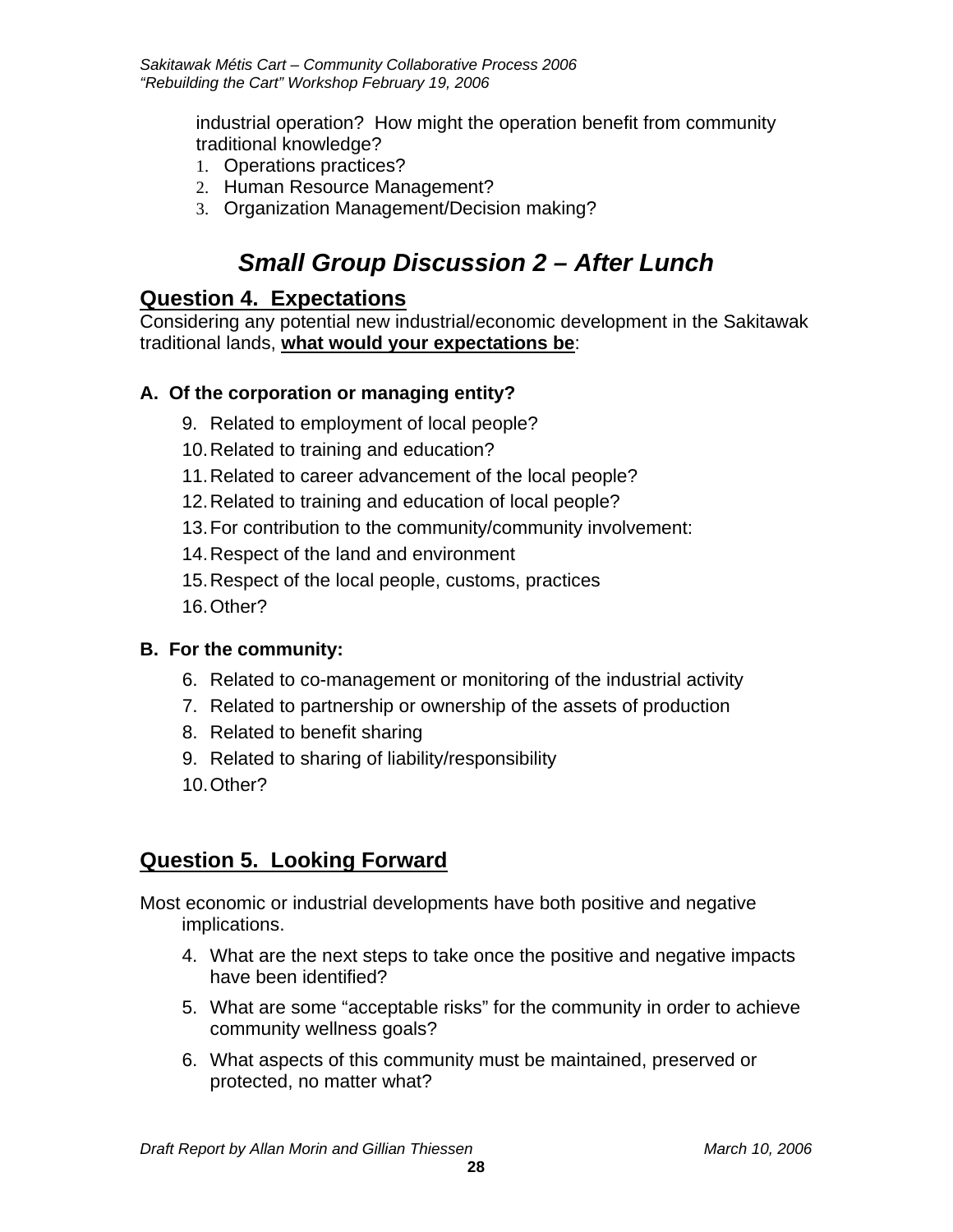industrial operation? How might the operation benefit from community traditional knowledge?

1. Operations practices?
2. Human Resource Management?
3. Organization Management/Decision making?

## *Small Group Discussion 2 – After Lunch*

### Question 4. Expectations

Considering any potential new industrial/economic development in the Sakitawak traditional lands, **what would your expectations be**:

**A. Of the corporation or managing entity?**

9. Related to employment of local people?
10. Related to training and education?
11. Related to career advancement of the local people?
12. Related to training and education of local people?
13. For contribution to the community/community involvement:
14. Respect of the land and environment
15. Respect of the local people, customs, practices
16. Other?

**B. For the community:**

6. Related to co-management or monitoring of the industrial activity
7. Related to partnership or ownership of the assets of production
8. Related to benefit sharing
9. Related to sharing of liability/responsibility
10. Other?

### Question 5. Looking Forward

Most economic or industrial developments have both positive and negative implications.

4. What are the next steps to take once the positive and negative impacts have been identified?
5. What are some "acceptable risks" for the community in order to achieve community wellness goals?
6. What aspects of this community must be maintained, preserved or protected, no matter what?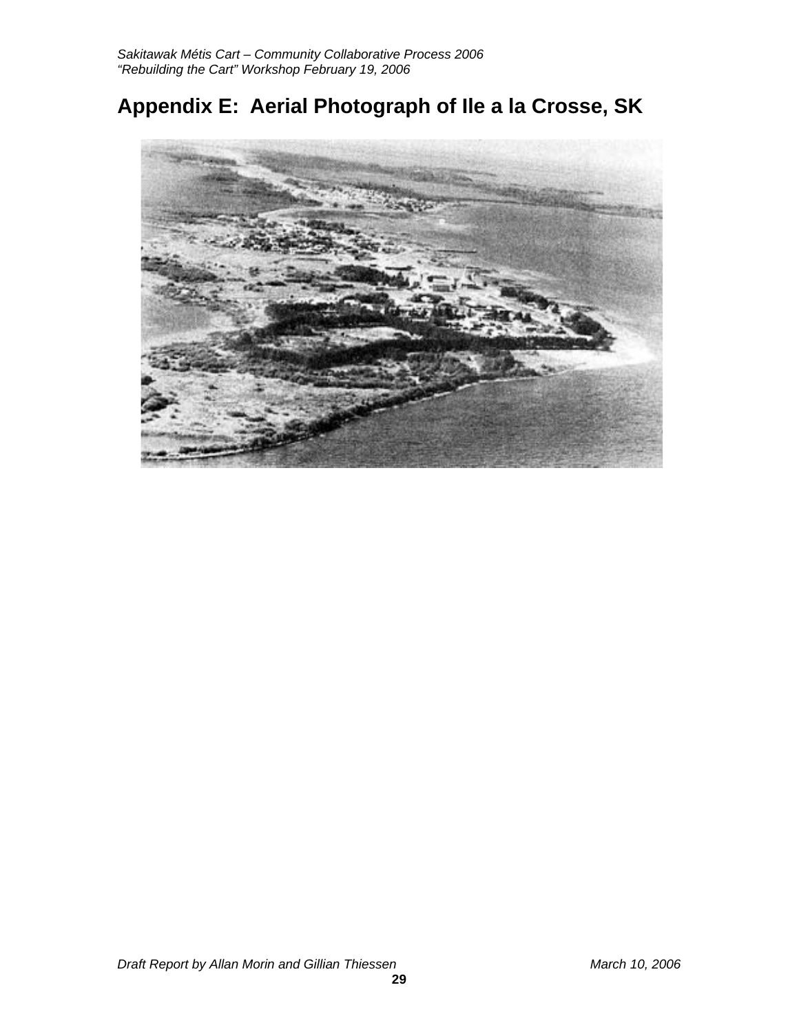# Appendix E: Aerial Photograph of Ile a la Crosse, SK